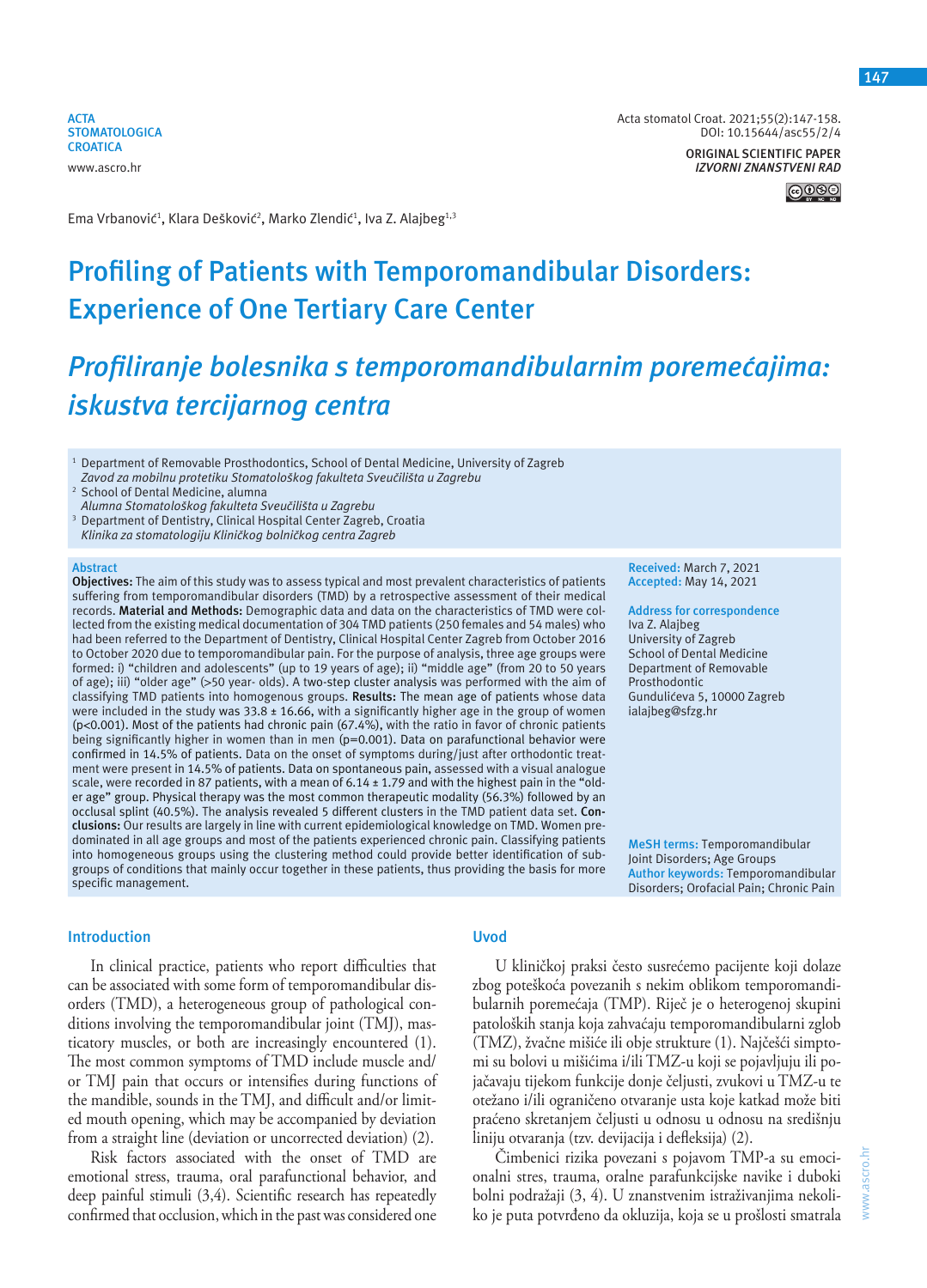ACTA STOMATOLOGICA CROATICA
www.ascro.hr

Acta stomatol Croat. 2021;55(2):147-158.
DOI: 10.15644/asc55/2/4

ORIGINAL SCIENTIFIC PAPER
*IZVORNI ZNANSTVENI RAD*

Ema Vrbanović[1], Klara Dešković[2], Marko Zlendić[1], Iva Z. Alajbeg[1,3]

# Profiling of Patients with Temporomandibular Disorders: Experience of One Tertiary Care Center

# *Profiliranje bolesnika s temporomandibularnim poremećajima: iskustva tercijarnog centra*

[1] Department of Removable Prosthodontics, School of Dental Medicine, University of Zagreb
*Zavod za mobilnu protetiku Stomatološkog fakulteta Sveučilišta u Zagrebu*
[2] School of Dental Medicine, alumna
*Alumna Stomatološkog fakulteta Sveučilišta u Zagrebu*
[3] Department of Dentistry, Clinical Hospital Center Zagreb, Croatia
*Klinika za stomatologiju Kliničkog bolničkog centra Zagreb*

## Abstract

**Objectives:** The aim of this study was to assess typical and most prevalent characteristics of patients suffering from temporomandibular disorders (TMD) by a retrospective assessment of their medical records. **Material and Methods:** Demographic data and data on the characteristics of TMD were collected from the existing medical documentation of 304 TMD patients (250 females and 54 males) who had been referred to the Department of Dentistry, Clinical Hospital Center Zagreb from October 2016 to October 2020 due to temporomandibular pain. For the purpose of analysis, three age groups were formed: i) "children and adolescents" (up to 19 years of age); ii) "middle age" (from 20 to 50 years of age); iii) "older age" (>50 year- olds). A two-step cluster analysis was performed with the aim of classifying TMD patients into homogenous groups. **Results:** The mean age of patients whose data were included in the study was 33.8 ± 16.66, with a significantly higher age in the group of women ($p<0.001$). Most of the patients had chronic pain (67.4%), with the ratio in favor of chronic patients being significantly higher in women than in men ($p=0.001$). Data on parafunctional behavior were confirmed in 14.5% of patients. Data on the onset of symptoms during/just after orthodontic treatment were present in 14.5% of patients. Data on spontaneous pain, assessed with a visual analogue scale, were recorded in 87 patients, with a mean of 6.14 ± 1.79 and with the highest pain in the "older age" group. Physical therapy was the most common therapeutic modality (56.3%) followed by an occlusal splint (40.5%). The analysis revealed 5 different clusters in the TMD patient data set. **Conclusions:** Our results are largely in line with current epidemiological knowledge on TMD. Women predominated in all age groups and most of the patients experienced chronic pain. Classifying patients into homogeneous groups using the clustering method could provide better identification of subgroups of conditions that mainly occur together in these patients, thus providing the basis for more specific management.

**Received:** March 7, 2021
**Accepted:** May 14, 2021

**Address for correspondence**
Iva Z. Alajbeg
University of Zagreb
School of Dental Medicine
Department of Removable Prosthodontic
Gundulićeva 5, 10000 Zagreb
ialajbeg@sfzg.hr

**MeSH terms:** Temporomandibular Joint Disorders; Age Groups
**Author keywords:** Temporomandibular Disorders; Orofacial Pain; Chronic Pain

## Introduction

In clinical practice, patients who report difficulties that can be associated with some form of temporomandibular disorders (TMD), a heterogeneous group of pathological conditions involving the temporomandibular joint (TMJ), masticatory muscles, or both are increasingly encountered (1). The most common symptoms of TMD include muscle and/or TMJ pain that occurs or intensifies during functions of the mandible, sounds in the TMJ, and difficult and/or limited mouth opening, which may be accompanied by deviation from a straight line (deviation or uncorrected deviation) (2).

Risk factors associated with the onset of TMD are emotional stress, trauma, oral parafunctional behavior, and deep painful stimuli (3,4). Scientific research has repeatedly confirmed that occlusion, which in the past was considered one

## Uvod

U kliničkoj praksi često susrećemo pacijente koji dolaze zbog poteškoća povezanih s nekim oblikom temporomandibularnih poremećaja (TMP). Riječ je o heterogenoj skupini patoloških stanja koja zahvaćaju temporomandibularni zglob (TMZ), žvačne mišiće ili obje strukture (1). Najčešći simptomi su bolovi u mišićima i/ili TMZ-u koji se pojavljuju ili pojačavaju tijekom funkcije donje čeljusti, zvukovi u TMZ-u te otežano i/ili ograničeno otvaranje usta koje katkad može biti praćeno skretanjem čeljusti u odnosu u odnosu na središnju liniju otvaranja (tzv. devijacija i defleksija) (2).

Čimbenici rizika povezani s pojavom TMP-a su emocionalni stres, trauma, oralne parafunkcijske navike i duboki bolni podražaji (3, 4). U znanstvenim istraživanjima nekoliko je puta potvrđeno da okluzija, koja se u prošlosti smatrala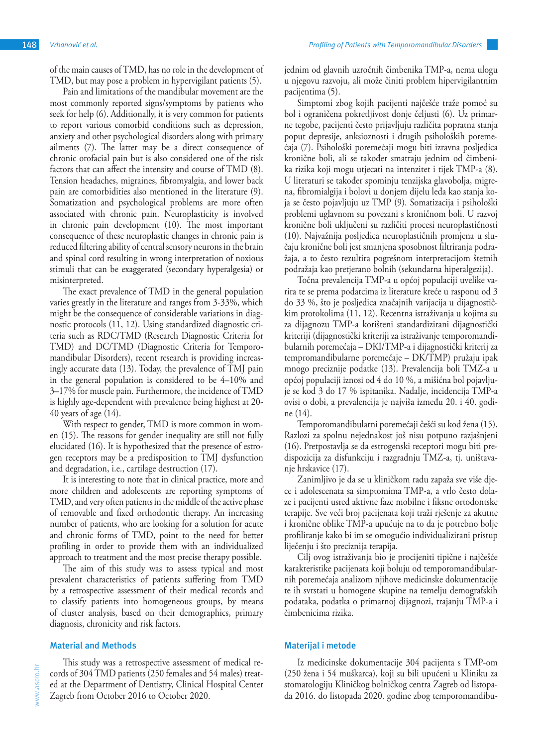of the main causes of TMD, has no role in the development of TMD, but may pose a problem in hypervigilant patients (5).

Pain and limitations of the mandibular movement are the most commonly reported signs/symptoms by patients who seek for help (6). Additionally, it is very common for patients to report various comorbid conditions such as depression, anxiety and other psychological disorders along with primary ailments (7). The latter may be a direct consequence of chronic orofacial pain but is also considered one of the risk factors that can affect the intensity and course of TMD (8). Tension headaches, migraines, fibromyalgia, and lower back pain are comorbidities also mentioned in the literature (9). Somatization and psychological problems are more often associated with chronic pain. Neuroplasticity is involved in chronic pain development (10). The most important consequence of these neuroplastic changes in chronic pain is reduced filtering ability of central sensory neurons in the brain and spinal cord resulting in wrong interpretation of noxious stimuli that can be exaggerated (secondary hyperalgesia) or misinterpreted.

The exact prevalence of TMD in the general population varies greatly in the literature and ranges from 3-33%, which might be the consequence of considerable variations in diagnostic protocols (11, 12). Using standardized diagnostic criteria such as RDC/TMD (Research Diagnostic Criteria for TMD) and DC/TMD (Diagnostic Criteria for Temporomandibular Disorders), recent research is providing increasingly accurate data (13). Today, the prevalence of TMJ pain in the general population is considered to be 4–10% and 3–17% for muscle pain. Furthermore, the incidence of TMD is highly age-dependent with prevalence being highest at 20-40 years of age (14).

With respect to gender, TMD is more common in women (15). The reasons for gender inequality are still not fully elucidated (16). It is hypothesized that the presence of estrogen receptors may be a predisposition to TMJ dysfunction and degradation, i.e., cartilage destruction (17).

It is interesting to note that in clinical practice, more and more children and adolescents are reporting symptoms of TMD, and very often patients in the middle of the active phase of removable and fixed orthodontic therapy. An increasing number of patients, who are looking for a solution for acute and chronic forms of TMD, point to the need for better profiling in order to provide them with an individualized approach to treatment and the most precise therapy possible.

The aim of this study was to assess typical and most prevalent characteristics of patients suffering from TMD by a retrospective assessment of their medical records and to classify patients into homogeneous groups, by means of cluster analysis, based on their demographics, primary diagnosis, chronicity and risk factors.

## Material and Methods

This study was a retrospective assessment of medical records of 304 TMD patients (250 females and 54 males) treated at the Department of Dentistry, Clinical Hospital Center Zagreb from October 2016 to October 2020.

jednim od glavnih uzročnih čimbenika TMP-a, nema ulogu u njegovu razvoju, ali može činiti problem hipervigilantnim pacijentima (5).

Simptomi zbog kojih pacijenti najčešće traže pomoć su bol i ograničena pokretljivost donje čeljusti (6). Uz primarne tegobe, pacijenti često prijavljuju različita popratna stanja poput depresije, anksioznosti i drugih psiholoških poremećaja (7). Psihološki poremećaji mogu biti izravna posljedica kronične boli, ali se također smatraju jednim od čimbenika rizika koji mogu utjecati na intenzitet i tijek TMP-a (8). U literaturi se također spominju tenzijska glavobolja, migrena, fibromialgija i bolovi u donjem dijelu leđa kao stanja koja se često pojavljuju uz TMP (9). Somatizacija i psihološki problemi uglavnom su povezani s kroničnom boli. U razvoj kronične boli uključeni su različiti procesi neuroplastičnosti (10). Najvažnija posljedica neuroplastičnih promjena u slučaju kronične boli jest smanjena sposobnost filtriranja podražaja, a to često rezultira pogrešnom interpretacijom štetnih podražaja kao pretjerano bolnih (sekundarna hiperalgezija).

Točna prevalencija TMP-a u općoj populaciji uvelike varira te se prema podatcima iz literature kreće u rasponu od 3 do 33 %, što je posljedica značajnih varijacija u dijagnostičkim protokolima (11, 12). Recentna istraživanja u kojima su za dijagnozu TMP-a korišteni standardizirani dijagnostički kriteriji (dijagnostički kriteriji za istraživanje temporomandibularnih poremećaja – DKI/TMP-a i dijagnostički kriterij za tempromandibularne poremećaje – DK/TMP) pružaju ipak mnogo preciznije podatke (13). Prevalencija boli TMZ-a u općoj populaciji iznosi od 4 do 10 %, a mišićna bol pojavljuje se kod 3 do 17 % ispitanika. Nadalje, incidencija TMP-a ovisi o dobi, a prevalencija je najviša između 20. i 40. godine (14).

Temporomandibularni poremećaji češći su kod žena (15). Razlozi za spolnu nejednakost još nisu potpuno razjašnjeni (16). Pretpostavlja se da estrogenski receptori mogu biti predispozicija za disfunkciju i razgradnju TMZ-a, tj. uništavanje hrskavice (17).

Zanimljivo je da se u kliničkom radu zapaža sve više djece i adolescenata sa simptomima TMP-a, a vrlo često dolaze i pacijenti usred aktivne faze mobilne i fiksne ortodontske terapije. Sve veći broj pacijenata koji traži rješenje za akutne i kronične oblike TMP-a upućuje na to da je potrebno bolje profiliranje kako bi im se omogućio individualizirani pristup liječenju i što preciznija terapija.

Cilj ovog istraživanja bio je procijeniti tipične i najčešće karakteristike pacijenata koji boluju od temporomandibularnih poremećaja analizom njihove medicinske dokumentacije te ih svrstati u homogene skupine na temelju demografskih podataka, podataka o primarnoj dijagnozi, trajanju TMP-a i čimbenicima rizika.

## Materijal i metode

Iz medicinske dokumentacije 304 pacijenta s TMP-om (250 žena i 54 muškarca), koji su bili upućeni u Kliniku za stomatologiju Kliničkog bolničkog centra Zagreb od listopada 2016. do listopada 2020. godine zbog temporomandibu-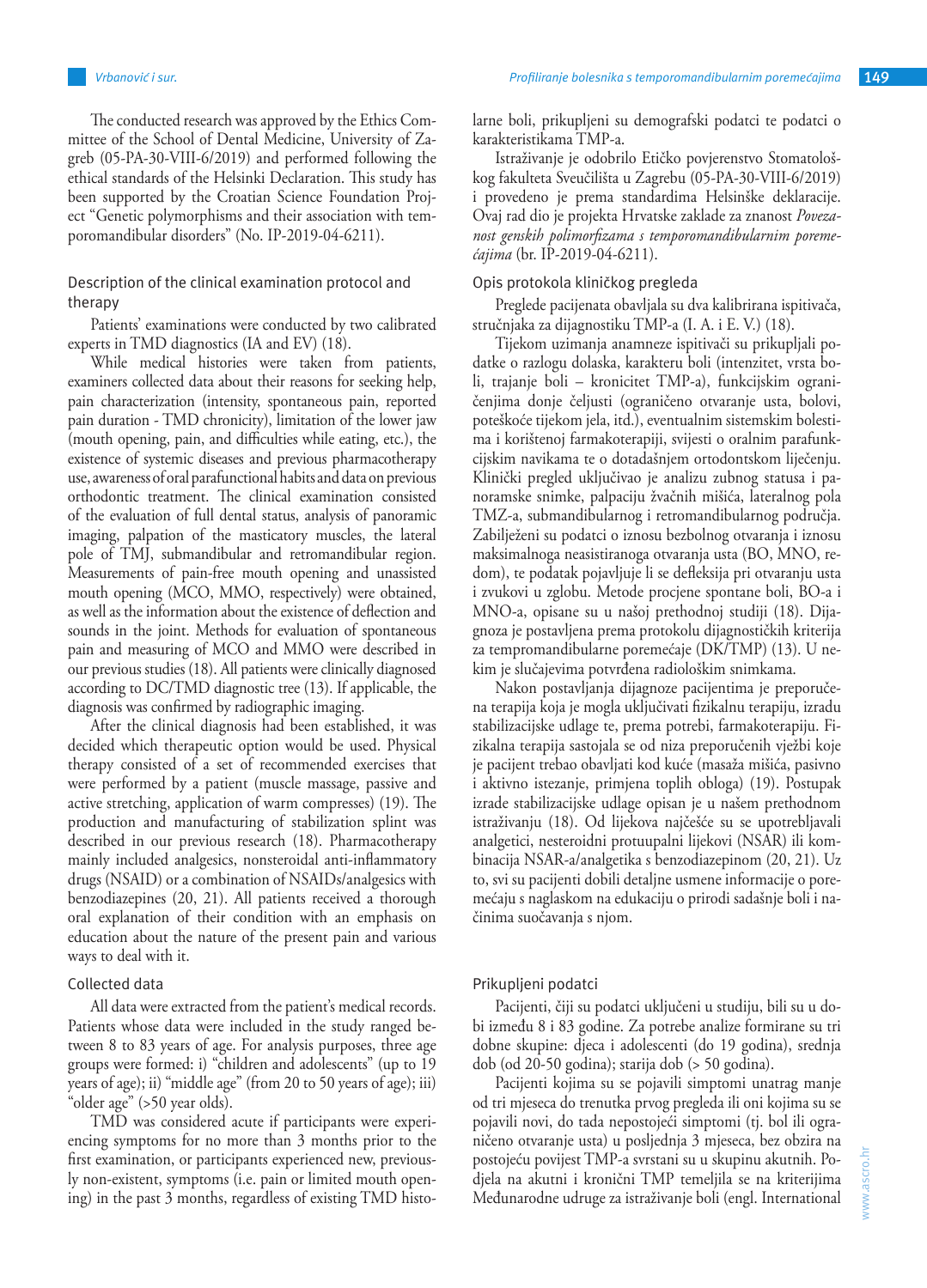The conducted research was approved by the Ethics Committee of the School of Dental Medicine, University of Zagreb (05-PA-30-VIII-6/2019) and performed following the ethical standards of the Helsinki Declaration. This study has been supported by the Croatian Science Foundation Project "Genetic polymorphisms and their association with temporomandibular disorders" (No. IP-2019-04-6211).

### Description of the clinical examination protocol and therapy

Patients' examinations were conducted by two calibrated experts in TMD diagnostics (IA and EV) (18).

While medical histories were taken from patients, examiners collected data about their reasons for seeking help, pain characterization (intensity, spontaneous pain, reported pain duration - TMD chronicity), limitation of the lower jaw (mouth opening, pain, and difficulties while eating, etc.), the existence of systemic diseases and previous pharmacotherapy use, awareness of oral parafunctional habits and data on previous orthodontic treatment. The clinical examination consisted of the evaluation of full dental status, analysis of panoramic imaging, palpation of the masticatory muscles, the lateral pole of TMJ, submandibular and retromandibular region. Measurements of pain-free mouth opening and unassisted mouth opening (MCO, MMO, respectively) were obtained, as well as the information about the existence of deflection and sounds in the joint. Methods for evaluation of spontaneous pain and measuring of MCO and MMO were described in our previous studies (18). All patients were clinically diagnosed according to DC/TMD diagnostic tree (13). If applicable, the diagnosis was confirmed by radiographic imaging.

After the clinical diagnosis had been established, it was decided which therapeutic option would be used. Physical therapy consisted of a set of recommended exercises that were performed by a patient (muscle massage, passive and active stretching, application of warm compresses) (19). The production and manufacturing of stabilization splint was described in our previous research (18). Pharmacotherapy mainly included analgesics, nonsteroidal anti-inflammatory drugs (NSAID) or a combination of NSAIDs/analgesics with benzodiazepines (20, 21). All patients received a thorough oral explanation of their condition with an emphasis on education about the nature of the present pain and various ways to deal with it.

### Collected data

All data were extracted from the patient's medical records. Patients whose data were included in the study ranged between 8 to 83 years of age. For analysis purposes, three age groups were formed: i) "children and adolescents" (up to 19 years of age); ii) "middle age" (from 20 to 50 years of age); iii) "older age" (>50 year olds).

TMD was considered acute if participants were experiencing symptoms for no more than 3 months prior to the first examination, or participants experienced new, previously non-existent, symptoms (i.e. pain or limited mouth opening) in the past 3 months, regardless of existing TMD history of pain, demographic data and data about TMD characteristics were collected.

larne boli, prikupljeni su demografski podatci te podatci o karakteristikama TMP-a.

Istraživanje je odobrilo Etičko povjerenstvo Stomatološkog fakulteta Sveučilišta u Zagrebu (05-PA-30-VIII-6/2019) i provedeno je prema standardima Helsinške deklaracije. Ovaj rad dio je projekta Hrvatske zaklade za znanost *Povezanost genskih polimorfizama s temporomandibularnim poremećajima* (br. IP-2019-04-6211).

### Opis protokola kliničkog pregleda

Preglede pacijenata obavljala su dva kalibrirana ispitivača, stručnjaka za dijagnostiku TMP-a (I. A. i E. V.) (18).

Tijekom uzimanja anamneze ispitivači su prikupljali podatke o razlogu dolaska, karakteru boli (intenzitet, vrsta boli, trajanje boli – kronicitet TMP-a), funkcijskim ograničenjima donje čeljusti (ograničeno otvaranje usta, bolovi, poteškoće tijekom jela, itd.), eventualnim sistemskim bolestima i korištenoj farmakoterapiji, svijesti o oralnim parafunkcijskim navikama te o dotadašnjem ortodontskom liječenju. Klinički pregled uključivao je analizu zubnog statusa i panoramske snimke, palpaciju žvačnih mišića, lateralnog pola TMZ-a, submandibularnog i retromandibularnog područja. Zabilježeni su podatci o iznosu bezbolnog otvaranja i iznosu maksimalnoga neasistiranoga otvaranja usta (BO, MNO, redom), te podatak pojavljuje li se defleksija pri otvaranju usta i zvukovi u zglobu. Metode procjene spontane boli, BO-a i MNO-a, opisane su u našoj prethodnoj studiji (18). Dijagnoza je postavljena prema protokolu dijagnostičkih kriterija za tempromandibularne poremećaje (DK/TMP) (13). U nekim je slučajevima potvrđena radiološkim snimkama.

Nakon postavljanja dijagnoze pacijentima je preporučena terapija koja je mogla uključivati fizikalnu terapiju, izradu stabilizacijske udlage te, prema potrebi, farmakoterapiju. Fizikalna terapija sastojala se od niza preporučenih vježbi koje je pacijent trebao obavljati kod kuće (masaža mišića, pasivno i aktivno istezanje, primjena toplih obloga) (19). Postupak izrade stabilizacijske udlage opisan je u našem prethodnom istraživanju (18). Od lijekova najčešće su se upotrebljavali analgetici, nesteroidni protuupalni lijekovi (NSAR) ili kombinacija NSAR-a/analgetika s benzodiazepinom (20, 21). Uz to, svi su pacijenti dobili detaljne usmene informacije o poremećaju s naglaskom na edukaciju o prirodi sadašnje boli i načinima suočavanja s njom.

### Prikupljeni podatci

Pacijenti, čiji su podatci uključeni u studiju, bili su u dobi između 8 i 83 godine. Za potrebe analize formirane su tri dobne skupine: djeca i adolescenti (do 19 godina), srednja dob (od 20-50 godina); starija dob (> 50 godina).

Pacijenti kojima su se pojavili simptomi unatrag manje od tri mjeseca do trenutka prvog pregleda ili oni kojima su se pojavili novi, do tada nepostojeći simptomi (tj. bol ili ograničeno otvaranje usta) u posljednja 3 mjeseca, bez obzira na postojeću povijest TMP-a svrstani su u skupinu akutnih. Podjela na akutni i kronični TMP temeljila se na kriterijima Međunarodne udruge za istraživanje boli (engl. International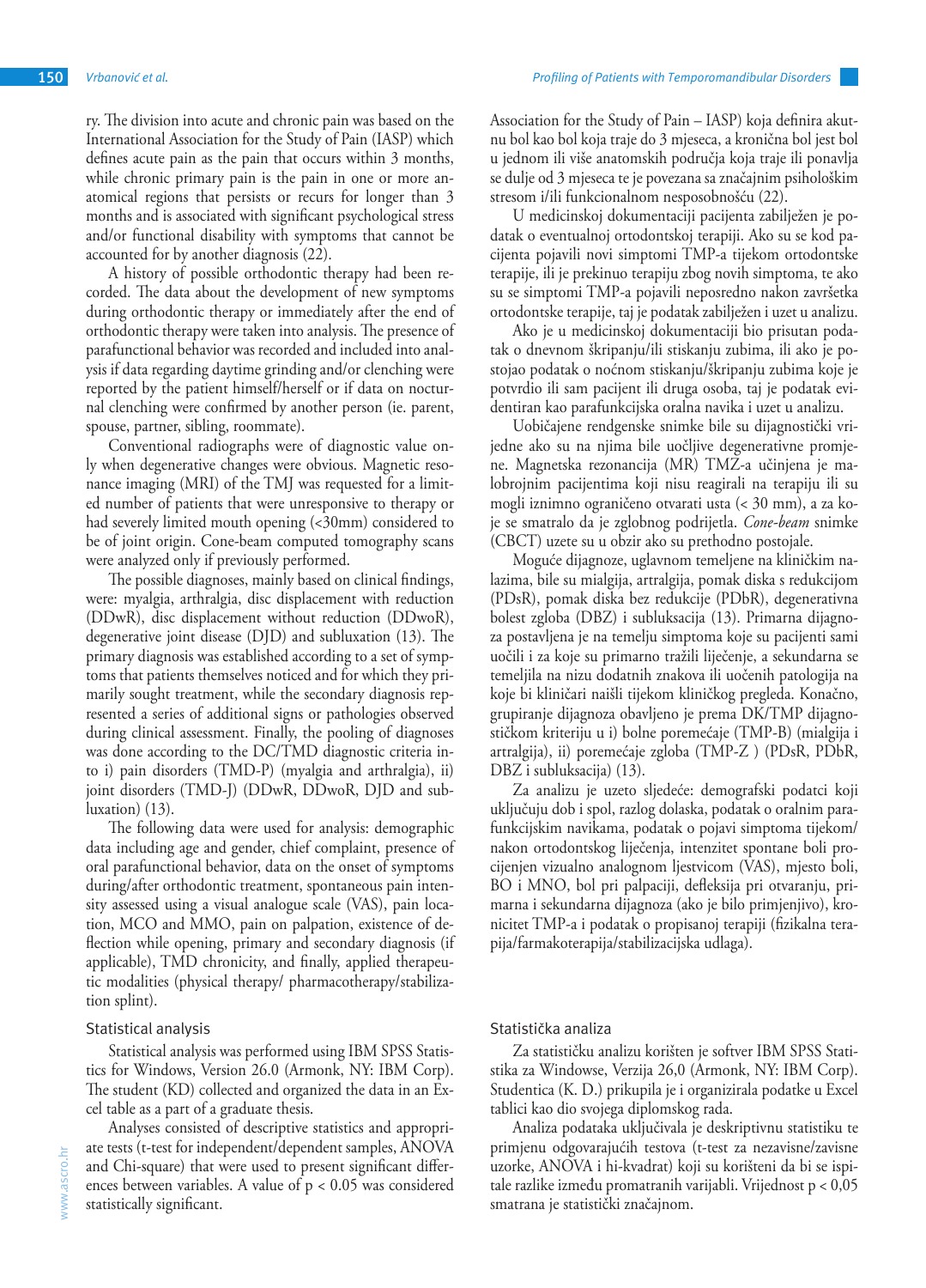ry. The division into acute and chronic pain was based on the International Association for the Study of Pain (IASP) which defines acute pain as the pain that occurs within 3 months, while chronic primary pain is the pain in one or more anatomical regions that persists or recurs for longer than 3 months and is associated with significant psychological stress and/or functional disability with symptoms that cannot be accounted for by another diagnosis (22).

A history of possible orthodontic therapy had been recorded. The data about the development of new symptoms during orthodontic therapy or immediately after the end of orthodontic therapy were taken into analysis. The presence of parafunctional behavior was recorded and included into analysis if data regarding daytime grinding and/or clenching were reported by the patient himself/herself or if data on nocturnal clenching were confirmed by another person (ie. parent, spouse, partner, sibling, roommate).

Conventional radiographs were of diagnostic value only when degenerative changes were obvious. Magnetic resonance imaging (MRI) of the TMJ was requested for a limited number of patients that were unresponsive to therapy or had severely limited mouth opening (<30mm) considered to be of joint origin. Cone-beam computed tomography scans were analyzed only if previously performed.

The possible diagnoses, mainly based on clinical findings, were: myalgia, arthralgia, disc displacement with reduction (DDwR), disc displacement without reduction (DDwoR), degenerative joint disease (DJD) and subluxation (13). The primary diagnosis was established according to a set of symptoms that patients themselves noticed and for which they primarily sought treatment, while the secondary diagnosis represented a series of additional signs or pathologies observed during clinical assessment. Finally, the pooling of diagnoses was done according to the DC/TMD diagnostic criteria into i) pain disorders (TMD-P) (myalgia and arthralgia), ii) joint disorders (TMD-J) (DDwR, DDwoR, DJD and subluxation) (13).

The following data were used for analysis: demographic data including age and gender, chief complaint, presence of oral parafunctional behavior, data on the onset of symptoms during/after orthodontic treatment, spontaneous pain intensity assessed using a visual analogue scale (VAS), pain location, MCO and MMO, pain on palpation, existence of deflection while opening, primary and secondary diagnosis (if applicable), TMD chronicity, and finally, applied therapeutic modalities (physical therapy/ pharmacotherapy/stabilization splint).

## Statistical analysis

Statistical analysis was performed using IBM SPSS Statistics for Windows, Version 26.0 (Armonk, NY: IBM Corp). The student (KD) collected and organized the data in an Excel table as a part of a graduate thesis.

Analyses consisted of descriptive statistics and appropriate tests (t-test for independent/dependent samples, ANOVA and Chi-square) that were used to present significant differences between variables. A value of $p < 0.05$ was considered statistically significant.

Association for the Study of Pain – IASP) koja definira akutnu bol kao bol koja traje do 3 mjeseca, a kronična bol jest bol u jednom ili više anatomskih područja koja traje ili ponavlja se dulje od 3 mjeseca te je povezana sa značajnim psihološkim stresom i/ili funkcionalnom nesposobnošću (22).

U medicinskoj dokumentaciji pacijenta zabilježen je podatak o eventualnoj ortodontskoj terapiji. Ako su se kod pacijenta pojavili novi simptomi TMP-a tijekom ortodontske terapije, ili je prekinuo terapiju zbog novih simptoma, te ako su se simptomi TMP-a pojavili neposredno nakon završetka ortodontske terapije, taj je podatak zabilježen i uzet u analizu.

Ako je u medicinskoj dokumentaciji bio prisutan podatak o dnevnom škripanju/ili stiskanju zubima, ili ako je postojao podatak o noćnom stiskanju/škripanju zubima koje je potvrdio ili sam pacijent ili druga osoba, taj je podatak evidentiran kao parafunkcijska oralna navika i uzet u analizu.

Uobičajene rendgenske snimke bile su dijagnostički vrijedne ako su na njima bile uočljive degenerativne promjene. Magnetska rezonancija (MR) TMZ-a učinjena je malobrojnim pacijentima koji nisu reagirali na terapiju ili su mogli iznimno ograničeno otvarati usta (< 30 mm), a za koje se smatralo da je zglobnog podrijetla. *Cone-beam* snimke (CBCT) uzete su u obzir ako su prethodno postojale.

Moguće dijagnoze, uglavnom temeljene na kliničkim nalazima, bile su mialgija, artralgija, pomak diska s redukcijom (PDsR), pomak diska bez redukcije (PDbR), degenerativna bolest zgloba (DBZ) i subluksacija (13). Primarna dijagnoza postavljena je na temelju simptoma koje su pacijenti sami uočili i za koje su primarno tražili liječenje, a sekundarna se temeljila na nizu dodatnih znakova ili uočenih patologija na koje bi kliničari naišli tijekom kliničkog pregleda. Konačno, grupiranje dijagnoza obavljeno je prema DK/TMP dijagnostičkom kriteriju u i) bolne poremećaje (TMP-B) (mialgija i artralgija), ii) poremećaje zgloba (TMP-Z ) (PDsR, PDbR, DBZ i subluksacija) (13).

Za analizu je uzeto sljedeće: demografski podatci koji uključuju dob i spol, razlog dolaska, podatak o oralnim parafunkcijskim navikama, podatak o pojavi simptoma tijekom/nakon ortodontskog liječenja, intenzitet spontane boli procijenjen vizualno analognom ljestvicom (VAS), mjesto boli, BO i MNO, bol pri palpaciji, defleksija pri otvaranju, primarna i sekundarna dijagnoza (ako je bilo primjenjivo), kronicitet TMP-a i podatak o propisanoj terapiji (fizikalna terapija/farmakoterapija/stabilizacijska udlaga).

## Statistička analiza

Za statističku analizu korišten je softver IBM SPSS Statistika za Windowse, Verzija 26,0 (Armonk, NY: IBM Corp). Studentica (K. D.) prikupila je i organizirala podatke u Excel tablici kao dio svojega diplomskog rada.

Analiza podataka uključivala je deskriptivnu statistiku te primjenu odgovarajućih testova (t-test za nezavisne/zavisne uzorke, ANOVA i hi-kvadrat) koji su korišteni da bi se ispitale razlike između promatranih varijabli. Vrijednost $p < 0,05$ smatrana je statistički značajnom.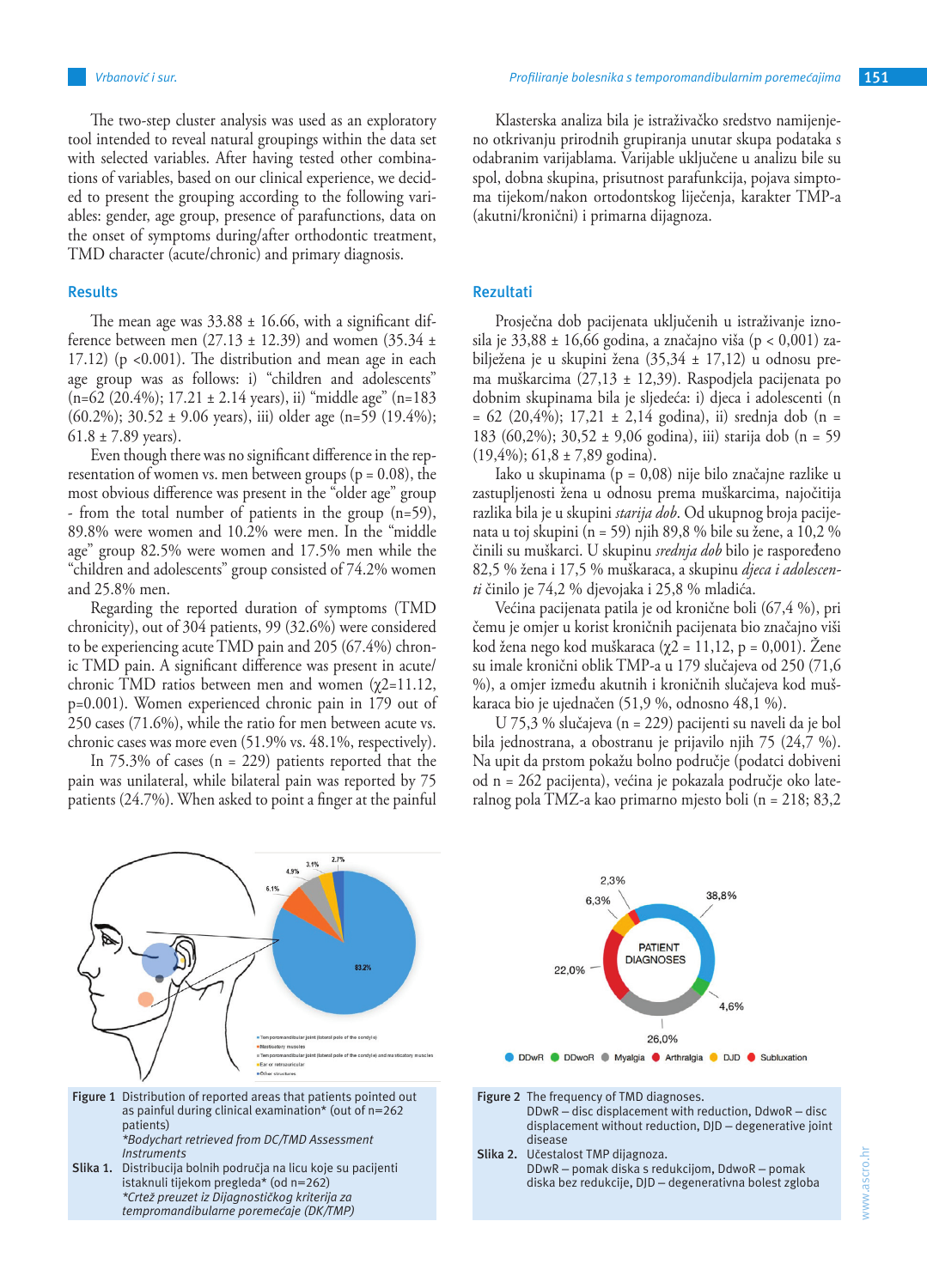The two-step cluster analysis was used as an exploratory tool intended to reveal natural groupings within the data set with selected variables. After having tested other combinations of variables, based on our clinical experience, we decided to present the grouping according to the following variables: gender, age group, presence of parafunctions, data on the onset of symptoms during/after orthodontic treatment, TMD character (acute/chronic) and primary diagnosis.

Klasterska analiza bila je istraživačko sredstvo namijenjeno otkrivanju prirodnih grupiranja unutar skupa podataka s odabranim varijablama. Varijable uključene u analizu bile su spol, dobna skupina, prisutnost parafunkcija, pojava simptoma tijekom/nakon ortodontskog liječenja, karakter TMP-a (akutni/kronični) i primarna dijagnoza.

## Results

The mean age was 33.88 ± 16.66, with a significant difference between men (27.13 ± 12.39) and women (35.34 ± 17.12) ($p < 0.001$). The distribution and mean age in each age group was as follows: i) "children and adolescents" (n=62 (20.4%); 17.21 ± 2.14 years), ii) "middle age" (n=183 (60.2%); 30.52 ± 9.06 years), iii) older age (n=59 (19.4%); 61.8 ± 7.89 years).

Even though there was no significant difference in the representation of women vs. men between groups ($p = 0.08$), the most obvious difference was present in the "older age" group - from the total number of patients in the group (n=59), 89.8% were women and 10.2% were men. In the "middle age" group 82.5% were women and 17.5% men while the "children and adolescents" group consisted of 74.2% women and 25.8% men.

Regarding the reported duration of symptoms (TMD chronicity), out of 304 patients, 99 (32.6%) were considered to be experiencing acute TMD pain and 205 (67.4%) chronic TMD pain. A significant difference was present in acute/chronic TMD ratios between men and women ($\chi^2=11.12$, $p=0.001$). Women experienced chronic pain in 179 out of 250 cases (71.6%), while the ratio for men between acute vs. chronic cases was more even (51.9% vs. 48.1%, respectively).

In 75.3% of cases (n = 229) patients reported that the pain was unilateral, while bilateral pain was reported by 75 patients (24.7%). When asked to point a finger at the painful

## Rezultati

Prosječna dob pacijenata uključenih u istraživanje iznosila je 33,88 ± 16,66 godina, a značajno viša ($p < 0,001$) zabilježena je u skupini žena (35,34 ± 17,12) u odnosu prema muškarcima (27,13 ± 12,39). Raspodjela pacijenata po dobnim skupinama bila je sljedeća: i) djeca i adolescenti (n = 62 (20,4%); 17,21 ± 2,14 godina), ii) srednja dob (n = 183 (60,2%); 30,52 ± 9,06 godina), iii) starija dob (n = 59 (19,4%); 61,8 ± 7,89 godina).

Iako u skupinama ($p = 0,08$) nije bilo značajne razlike u zastupljenosti žena u odnosu prema muškarcima, najočitija razlika bila je u skupini *starija dob*. Od ukupnog broja pacijenata u toj skupini (n = 59) njih 89,8 % bile su žene, a 10,2 % činili su muškarci. U skupinu *srednja dob* bilo je raspoređeno 82,5 % žena i 17,5 % muškaraca, a skupinu *djeca i adolescenti* činilo je 74,2 % djevojaka i 25,8 % mladića.

Većina pacijenata patila je od kronične boli (67,4 %), pri čemu je omjer u korist kroničnih pacijenata bio značajno viši kod žena nego kod muškaraca ($\chi2 = 11,12$, $p = 0,001$). Žene su imale kronični oblik TMP-a u 179 slučajeva od 250 (71,6 %), a omjer između akutnih i kroničnih slučajeva kod muškaraca bio je ujednačen (51,9 %, odnosno 48,1 %).

U 75,3 % slučajeva (n = 229) pacijenti su naveli da je bol bila jednostrana, a obostranu je prijavilo njih 75 (24,7 %). Na upit da prstom pokažu bolno područje (podatci dobiveni od n = 262 pacijenta), većina je pokazala područje oko lateralnog pola TMZ-a kao primarno mjesto boli (n = 218; 83,2

**Figure 1** Distribution of reported areas that patients pointed out as painful during clinical examination* (out of n=262 patients)
*\*Bodychart retrieved from DC/TMD Assessment Instruments*

**Slika 1.** Distribucija bolnih područja na licu koje su pacijenti istaknuli tijekom pregleda* (od n=262)
*\*Crtež preuzet iz Dijagnostičkog kriterija za tempromandibularne poremećaje (DK/TMP)*

**Figure 2** The frequency of TMD diagnoses.
DDwR – disc displacement with reduction, DdwoR – disc displacement without reduction, DJD – degenerative joint disease

**Slika 2.** Učestalost TMP dijagnoza.
DDwR – pomak diska s redukcijom, DdwoR – pomak diska bez redukcije, DJD – degenerativna bolest zgloba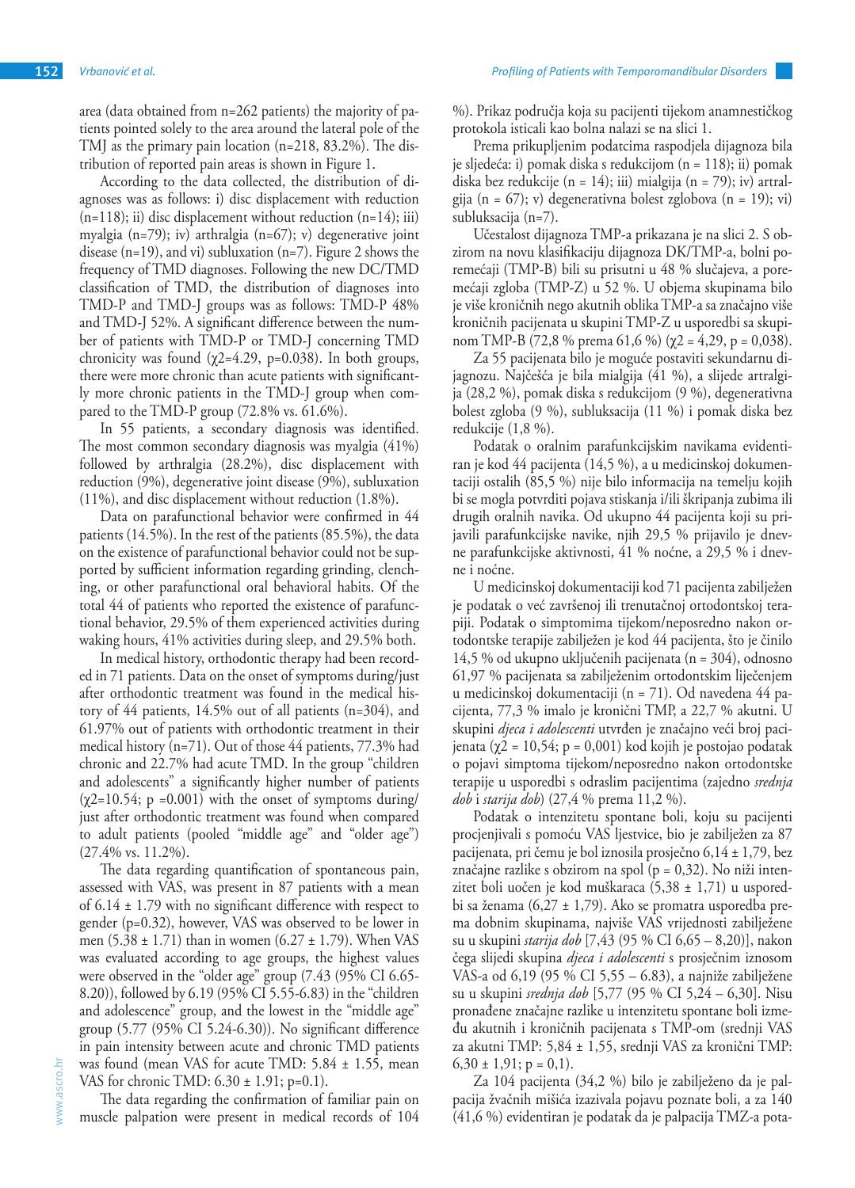area (data obtained from n=262 patients) the majority of patients pointed solely to the area around the lateral pole of the TMJ as the primary pain location (n=218, 83.2%). The distribution of reported pain areas is shown in Figure 1.

According to the data collected, the distribution of diagnoses was as follows: i) disc displacement with reduction (n=118); ii) disc displacement without reduction (n=14); iii) myalgia (n=79); iv) arthralgia (n=67); v) degenerative joint disease (n=19), and vi) subluxation (n=7). Figure 2 shows the frequency of TMD diagnoses. Following the new DC/TMD classification of TMD, the distribution of diagnoses into TMD-P and TMD-J groups was as follows: TMD-P 48% and TMD-J 52%. A significant difference between the number of patients with TMD-P or TMD-J concerning TMD chronicity was found ($\chi2$=4.29, p=0.038). In both groups, there were more chronic than acute patients with significantly more chronic patients in the TMD-J group when compared to the TMD-P group (72.8% vs. 61.6%).

In 55 patients, a secondary diagnosis was identified. The most common secondary diagnosis was myalgia (41%) followed by arthralgia (28.2%), disc displacement with reduction (9%), degenerative joint disease (9%), subluxation (11%), and disc displacement without reduction (1.8%).

Data on parafunctional behavior were confirmed in 44 patients (14.5%). In the rest of the patients (85.5%), the data on the existence of parafunctional behavior could not be supported by sufficient information regarding grinding, clenching, or other parafunctional oral behavioral habits. Of the total 44 of patients who reported the existence of parafunctional behavior, 29.5% of them experienced activities during waking hours, 41% activities during sleep, and 29.5% both.

In medical history, orthodontic therapy had been recorded in 71 patients. Data on the onset of symptoms during/just after orthodontic treatment was found in the medical history of 44 patients, 14.5% out of all patients (n=304), and 61.97% out of patients with orthodontic treatment in their medical history (n=71). Out of those 44 patients, 77.3% had chronic and 22.7% had acute TMD. In the group "children and adolescents" a significantly higher number of patients ($\chi2$=10.54; p =0.001) with the onset of symptoms during/just after orthodontic treatment was found when compared to adult patients (pooled "middle age" and "older age") (27.4% vs. 11.2%).

The data regarding quantification of spontaneous pain, assessed with VAS, was present in 87 patients with a mean of 6.14 ± 1.79 with no significant difference with respect to gender (p=0.32), however, VAS was observed to be lower in men (5.38 ± 1.71) than in women (6.27 ± 1.79). When VAS was evaluated according to age groups, the highest values were observed in the "older age" group (7.43 (95% CI 6.65-8.20)), followed by 6.19 (95% CI 5.55-6.83) in the "children and adolescence" group, and the lowest in the "middle age" group (5.77 (95% CI 5.24-6.30)). No significant difference in pain intensity between acute and chronic TMD patients was found (mean VAS for acute TMD: 5.84 ± 1.55, mean VAS for chronic TMD: 6.30 ± 1.91; p=0.1).

The data regarding the confirmation of familiar pain on muscle palpation were present in medical records of 104

%). Prikaz područja koja su pacijenti tijekom anamnestičkog protokola isticali kao bolna nalazi se na slici 1.

Prema prikupljenim podatcima raspodjela dijagnoza bila je sljedeća: i) pomak diska s redukcijom (n = 118); ii) pomak diska bez redukcije (n = 14); iii) mialgija (n = 79); iv) artralgija (n = 67); v) degenerativna bolest zglobova (n = 19); vi) subluksacija (n=7).

Učestalost dijagnoza TMP-a prikazana je na slici 2. S obzirom na novu klasifikaciju dijagnoza DK/TMP-a, bolni poremećaji (TMP-B) bili su prisutni u 48 % slučajeva, a poremećaji zgloba (TMP-Z) u 52 %. U objema skupinama bilo je više kroničnih nego akutnih oblika TMP-a sa značajno više kroničnih pacijenata u skupini TMP-Z u usporedbi sa skupinom TMP-B (72,8 % prema 61,6 %) ($\chi2$ = 4,29, p = 0,038).

Za 55 pacijenata bilo je moguće postaviti sekundarnu dijagnozu. Najčešća je bila mialgija (41 %), a slijede artralgija (28,2 %), pomak diska s redukcijom (9 %), degenerativna bolest zgloba (9 %), subluksacija (11 %) i pomak diska bez redukcije (1,8 %).

Podatak o oralnim parafunkcijskim navikama evidentiran je kod 44 pacijenta (14,5 %), a u medicinskoj dokumentaciji ostalih (85,5 %) nije bilo informacija na temelju kojih bi se mogla potvrditi pojava stiskanja i/ili škripanja zubima ili drugih oralnih navika. Od ukupno 44 pacijenta koji su prijavili parafunkcijske navike, njih 29,5 % prijavilo je dnevne parafunkcijske aktivnosti, 41 % noćne, a 29,5 % i dnevne i noćne.

U medicinskoj dokumentaciji kod 71 pacijenta zabilježen je podatak o već završenoj ili trenutačnoj ortodontskoj terapiji. Podatak o simptomima tijekom/neposredno nakon ortodontske terapije zabilježen je kod 44 pacijenta, što je činilo 14,5 % od ukupno uključenih pacijenata (n = 304), odnosno 61,97 % pacijenata sa zabilježenim ortodontskim liječenjem u medicinskoj dokumentaciji (n = 71). Od navedena 44 pacijenta, 77,3 % imalo je kronični TMP, a 22,7 % akutni. U skupini *djeca i adolescenti* utvrđen je značajno veći broj pacijenata ($\chi2$ = 10,54; p = 0,001) kod kojih je postojao podatak o pojavi simptoma tijekom/neposredno nakon ortodontske terapije u usporedbi s odraslim pacijentima (zajedno *srednja dob* i *starija dob*) (27,4 % prema 11,2 %).

Podatak o intenzitetu spontane boli, koju su pacijenti procjenjivali s pomoću VAS ljestvice, bio je zabilježen za 87 pacijenata, pri čemu je bol iznosila prosječno 6,14 ± 1,79, bez značajne razlike s obzirom na spol (p = 0,32). No niži intenzitet boli uočen je kod muškaraca (5,38 ± 1,71) u usporedbi sa ženama (6,27 ± 1,79). Ako se promatra usporedba prema dobnim skupinama, najviše VAS vrijednosti zabilježene su u skupini *starija dob* [7,43 (95 % CI 6,65 – 8,20)], nakon čega slijedi skupina *djeca i adolescenti* s prosječnim iznosom VAS-a od 6,19 (95 % CI 5,55 – 6.83), a najniže zabilježene su u skupini *srednja dob* [5,77 (95 % CI 5,24 – 6,30]. Nisu pronađene značajne razlike u intenzitetu spontane boli između akutnih i kroničnih pacijenata s TMP-om (srednji VAS za akutni TMP: 5,84 ± 1,55, srednji VAS za kronični TMP: 6,30 ± 1,91; p = 0,1).

Za 104 pacijenta (34,2 %) bilo je zabilježeno da je palpacija žvačnih mišića izazivala pojavu poznate boli, a za 140 (41,6 %) evidentiran je podatak da je palpacija TMZ-a pota-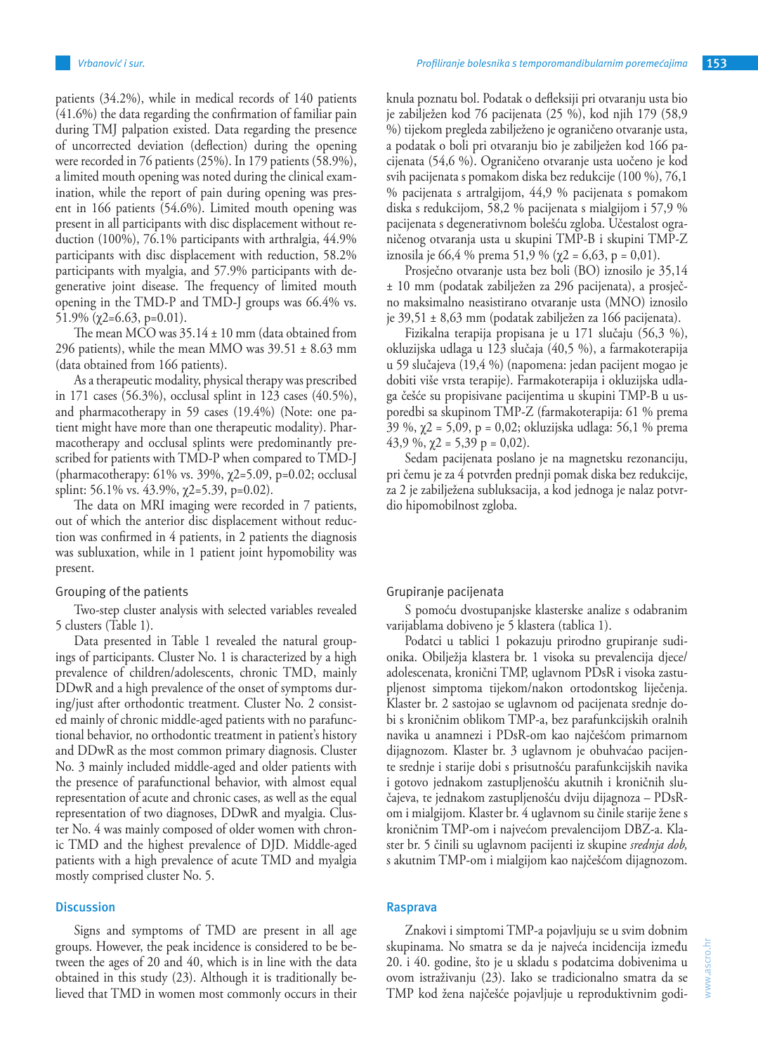patients (34.2%), while in medical records of 140 patients (41.6%) the data regarding the confirmation of familiar pain during TMJ palpation existed. Data regarding the presence of uncorrected deviation (deflection) during the opening were recorded in 76 patients (25%). In 179 patients (58.9%), a limited mouth opening was noted during the clinical examination, while the report of pain during opening was present in 166 patients (54.6%). Limited mouth opening was present in all participants with disc displacement without reduction (100%), 76.1% participants with arthralgia, 44.9% participants with disc displacement with reduction, 58.2% participants with myalgia, and 57.9% participants with degenerative joint disease. The frequency of limited mouth opening in the TMD-P and TMD-J groups was 66.4% vs. 51.9% ($\chi^2$=6.63, p=0.01).

The mean MCO was 35.14 ± 10 mm (data obtained from 296 patients), while the mean MMO was 39.51 ± 8.63 mm (data obtained from 166 patients).

As a therapeutic modality, physical therapy was prescribed in 171 cases (56.3%), occlusal splint in 123 cases (40.5%), and pharmacotherapy in 59 cases (19.4%) (Note: one patient might have more than one therapeutic modality). Pharmacotherapy and occlusal splints were predominantly prescribed for patients with TMD-P when compared to TMD-J (pharmacotherapy: 61% vs. 39%, $\chi^2$=5.09, p=0.02; occlusal splint: 56.1% vs. 43.9%, $\chi^2$=5.39, p=0.02).

The data on MRI imaging were recorded in 7 patients, out of which the anterior disc displacement without reduction was confirmed in 4 patients, in 2 patients the diagnosis was subluxation, while in 1 patient joint hypomobility was present.

### Grouping of the patients

Two-step cluster analysis with selected variables revealed 5 clusters (Table 1).

Data presented in Table 1 revealed the natural groupings of participants. Cluster No. 1 is characterized by a high prevalence of children/adolescents, chronic TMD, mainly DDwR and a high prevalence of the onset of symptoms during/just after orthodontic treatment. Cluster No. 2 consisted mainly of chronic middle-aged patients with no parafunctional behavior, no orthodontic treatment in patient's history and DDwR as the most common primary diagnosis. Cluster No. 3 mainly included middle-aged and older patients with the presence of parafunctional behavior, with almost equal representation of acute and chronic cases, as well as the equal representation of two diagnoses, DDwR and myalgia. Cluster No. 4 was mainly composed of older women with chronic TMD and the highest prevalence of DJD. Middle-aged patients with a high prevalence of acute TMD and myalgia mostly comprised cluster No. 5.

## Discussion

Signs and symptoms of TMD are present in all age groups. However, the peak incidence is considered to be between the ages of 20 and 40, which is in line with the data obtained in this study (23). Although it is traditionally believed that TMD in women most commonly occurs in their

knula poznatu bol. Podatak o defleksiji pri otvaranju usta bio je zabilježen kod 76 pacijenata (25 %), kod njih 179 (58,9 %) tijekom pregleda zabilježeno je ograničeno otvaranje usta, a podatak o boli pri otvaranju bio je zabilježen kod 166 pacijenata (54,6 %). Ograničeno otvaranje usta uočeno je kod svih pacijenata s pomakom diska bez redukcije (100 %), 76,1 % pacijenata s artralgijom, 44,9 % pacijenata s pomakom diska s redukcijom, 58,2 % pacijenata s mialgijom i 57,9 % pacijenata s degenerativnom bolešću zgloba. Učestalost ograničenog otvaranja usta u skupini TMP-B i skupini TMP-Z iznosila je 66,4 % prema 51,9 % ($\chi^2$ = 6,63, p = 0,01).

Prosječno otvaranje usta bez boli (BO) iznosilo je 35,14 ± 10 mm (podatak zabilježen za 296 pacijenata), a prosječno maksimalno neasistirano otvaranje usta (MNO) iznosilo je 39,51 ± 8,63 mm (podatak zabilježen za 166 pacijenata).

Fizikalna terapija propisana je u 171 slučaju (56,3 %), okluzijska udlaga u 123 slučaja (40,5 %), a farmakoterapija u 59 slučajeva (19,4 %) (napomena: jedan pacijent mogao je dobiti više vrsta terapije). Farmakoterapija i okluzijska udlaga češće su propisivane pacijentima u skupini TMP-B u usporedbi sa skupinom TMP-Z (farmakoterapija: 61 % prema 39 %, $\chi^2$ = 5,09, p = 0,02; okluzijska udlaga: 56,1 % prema 43,9 %, $\chi^2$ = 5,39 p = 0,02).

Sedam pacijenata poslano je na magnetsku rezonanciju, pri čemu je za 4 potvrđen prednji pomak diska bez redukcije, za 2 je zabilježena subluksacija, a kod jednoga je nalaz potvrdio hipomobilnost zgloba.

### Grupiranje pacijenata

S pomoću dvostupanjske klasterske analize s odabranim varijablama dobiveno je 5 klastera (tablica 1).

Podatci u tablici 1 pokazuju prirodno grupiranje sudionika. Obilježja klastera br. 1 visoka su prevalencija djece/adolescenata, kronični TMP, uglavnom PDsR i visoka zastupljenost simptoma tijekom/nakon ortodontskog liječenja. Klaster br. 2 sastojao se uglavnom od pacijenata srednje dobi s kroničnim oblikom TMP-a, bez parafunkcijskih oralnih navika u anamnezi i PDsR-om kao najčešćom primarnom dijagnozom. Klaster br. 3 uglavnom je obuhvaćao pacijente srednje i starije dobi s prisutnošću parafunkcijskih navika i gotovo jednakom zastupljenošću akutnih i kroničnih slučajeva, te jednakom zastupljenošću dviju dijagnoza – PDsR-om i mialgijom. Klaster br. 4 uglavnom su činile starije žene s kroničnim TMP-om i najvećom prevalencijom DBZ-a. Klaster br. 5 činili su uglavnom pacijenti iz skupine *srednja dob,* s akutnim TMP-om i mialgijom kao najčešćom dijagnozom.

## Rasprava

Znakovi i simptomi TMP-a pojavljuju se u svim dobnim skupinama. No smatra se da je najveća incidencija između 20. i 40. godine, što je u skladu s podatcima dobivenima u ovom istraživanju (23). Iako se tradicionalno smatra da se TMP kod žena najčešće pojavljuje u reproduktivnim godi-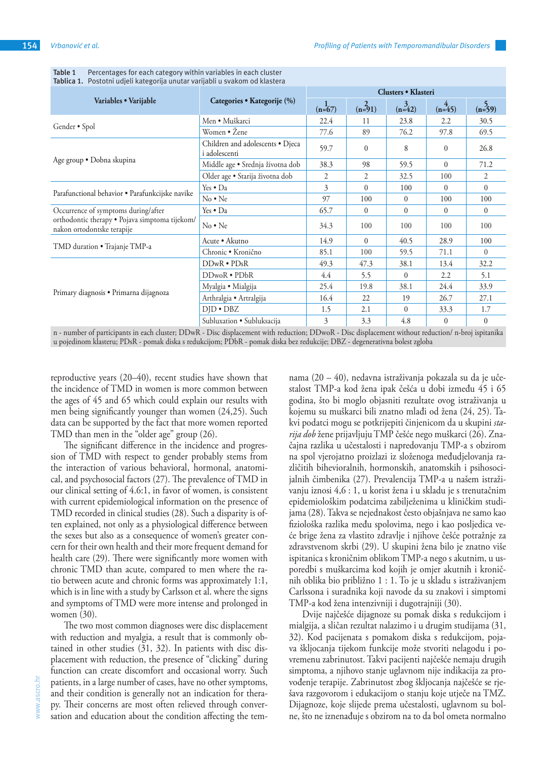**Table 1** Percentages for each category within variables in each cluster
**Tablica 1.** Postotni udjeli kategorija unutar varijabli u svakom od klastera

| Variables • Varijable | Categories • Kategorije (%) | Clusters • Klasteri | | | | |
|---|---|---|---|---|---|---|
| | | 1 (n=67) | 2 (n=91) | 3 (n=42) | 4 (n=45) | 5 (n=59) |
| Gender • Spol | Men • Muškarci | 22.4 | 11 | 23.8 | 2.2 | 30.5 |
| | Women • Žene | 77.6 | 89 | 76.2 | 97.8 | 69.5 |
| Age group • Dobna skupina | Children and adolescents • Djeca i adolescenti | 59.7 | 0 | 8 | 0 | 26.8 |
| | Middle age • Srednja životna dob | 38.3 | 98 | 59.5 | 0 | 71.2 |
| | Older age • Starija životna dob | 2 | 2 | 32.5 | 100 | 2 |
| Parafunctional behavior • Parafunkcijske navike | Yes • Da | 3 | 0 | 100 | 0 | 0 |
| | No • Ne | 97 | 100 | 0 | 100 | 100 |
| Occurrence of symptoms during/after orthodontic therapy • Pojava simptoma tijekom/nakon ortodontske terapije | Yes • Da | 65.7 | 0 | 0 | 0 | 0 |
| | No • Ne | 34.3 | 100 | 100 | 100 | 100 |
| TMD duration • Trajanje TMP-a | Acute • Akutno | 14.9 | 0 | 40.5 | 28.9 | 100 |
| | Chronic • Kronično | 85.1 | 100 | 59.5 | 71.1 | 0 |
| Primary diagnosis • Primarna dijagnoza | DDwR • PDsR | 49.3 | 47.3 | 38.1 | 13.4 | 32.2 |
| | DDwoR • PDbR | 4.4 | 5.5 | 0 | 2.2 | 5.1 |
| | Myalgia • Mialgija | 25.4 | 19.8 | 38.1 | 24.4 | 33.9 |
| | Arthralgia • Artralgija | 16.4 | 22 | 19 | 26.7 | 27.1 |
| | DJD • DBZ | 1.5 | 2.1 | 0 | 33.3 | 1.7 |
| | Subluxation • Subluksacija | 3 | 3.3 | 4.8 | 0 | 0 |

n - number of participants in each cluster; DDwR - Disc displacement with reduction; DDwoR - Disc displacement without reduction/ n-broj ispitanika u pojedinom klasteru; PDsR - pomak diska s redukcijom; PDbR - pomak diska bez redukcije; DBZ - degenerativna bolest zgloba

reproductive years (20–40), recent studies have shown that the incidence of TMD in women is more common between the ages of 45 and 65 which could explain our results with men being significantly younger than women (24,25). Such data can be supported by the fact that more women reported TMD than men in the "older age" group (26).

The significant difference in the incidence and progression of TMD with respect to gender probably stems from the interaction of various behavioral, hormonal, anatomical, and psychosocial factors (27). The prevalence of TMD in our clinical setting of 4.6:1, in favor of women, is consistent with current epidemiological information on the presence of TMD recorded in clinical studies (28). Such a disparity is often explained, not only as a physiological difference between the sexes but also as a consequence of women's greater concern for their own health and their more frequent demand for health care (29). There were significantly more women with chronic TMD than acute, compared to men where the ratio between acute and chronic forms was approximately 1:1, which is in line with a study by Carlsson et al. where the signs and symptoms of TMD were more intense and prolonged in women (30).

The two most common diagnoses were disc displacement with reduction and myalgia, a result that is commonly obtained in other studies (31, 32). In patients with disc displacement with reduction, the presence of "clicking" during function can create discomfort and occasional worry. Such patients, in a large number of cases, have no other symptoms, and their condition is generally not an indication for therapy. Their concerns are most often relieved through conversation and education about the condition affecting the tem-

nama (20 – 40), nedavna istraživanja pokazala su da je učestalost TMP-a kod žena ipak češća u dobi između 45 i 65 godina, što bi moglo objasniti rezultate ovog istraživanja u kojemu su muškarci bili znatno mlađi od žena (24, 25). Takvi podatci mogu se potkrijepiti činjenicom da u skupini *starija dob* žene prijavljuju TMP češće nego muškarci (26). Značajna razlika u učestalosti i napredovanju TMP-a s obzirom na spol vjerojatno proizlazi iz složenoga međudjelovanja različitih bihevioralnih, hormonskih, anatomskih i psihosocijalnih čimbenika (27). Prevalencija TMP-a u našem istraživanju iznosi 4,6 : 1, u korist žena i u skladu je s trenutačnim epidemiološkim podatcima zabilježenima u kliničkim studijama (28). Takva se nejednakost često objašnjava ne samo kao fiziološka razlika među spolovima, nego i kao posljedica veće brige žena za vlastito zdravlje i njihove češće potražnje za zdravstvenom skrbi (29). U skupini žena bilo je znatno više ispitanica s kroničnim oblikom TMP-a nego s akutnim, u usporedbi s muškarcima kod kojih je omjer akutnih i kroničnih oblika bio približno 1 : 1. To je u skladu s istraživanjem Carlssona i suradnika koji navode da su znakovi i simptomi TMP-a kod žena intenzivniji i dugotrajniji (30).

Dvije najčešće dijagnoze su pomak diska s redukcijom i mialgija, a sličan rezultat nalazimo i u drugim studijama (31, 32). Kod pacijenata s pomakom diska s redukcijom, pojava škljocanja tijekom funkcije može stvoriti nelagodu i povremenu zabrinutost. Takvi pacijenti najčešće nemaju drugih simptoma, a njihovo stanje uglavnom nije indikacija za provođenje terapije. Zabrinutost zbog škljocanja najčešće se rješava razgovorom i edukacijom o stanju koje utječe na TMZ. Dijagnoze, koje slijede prema učestalosti, uglavnom su bolne, što ne iznenađuje s obzirom na to da bol ometa normalno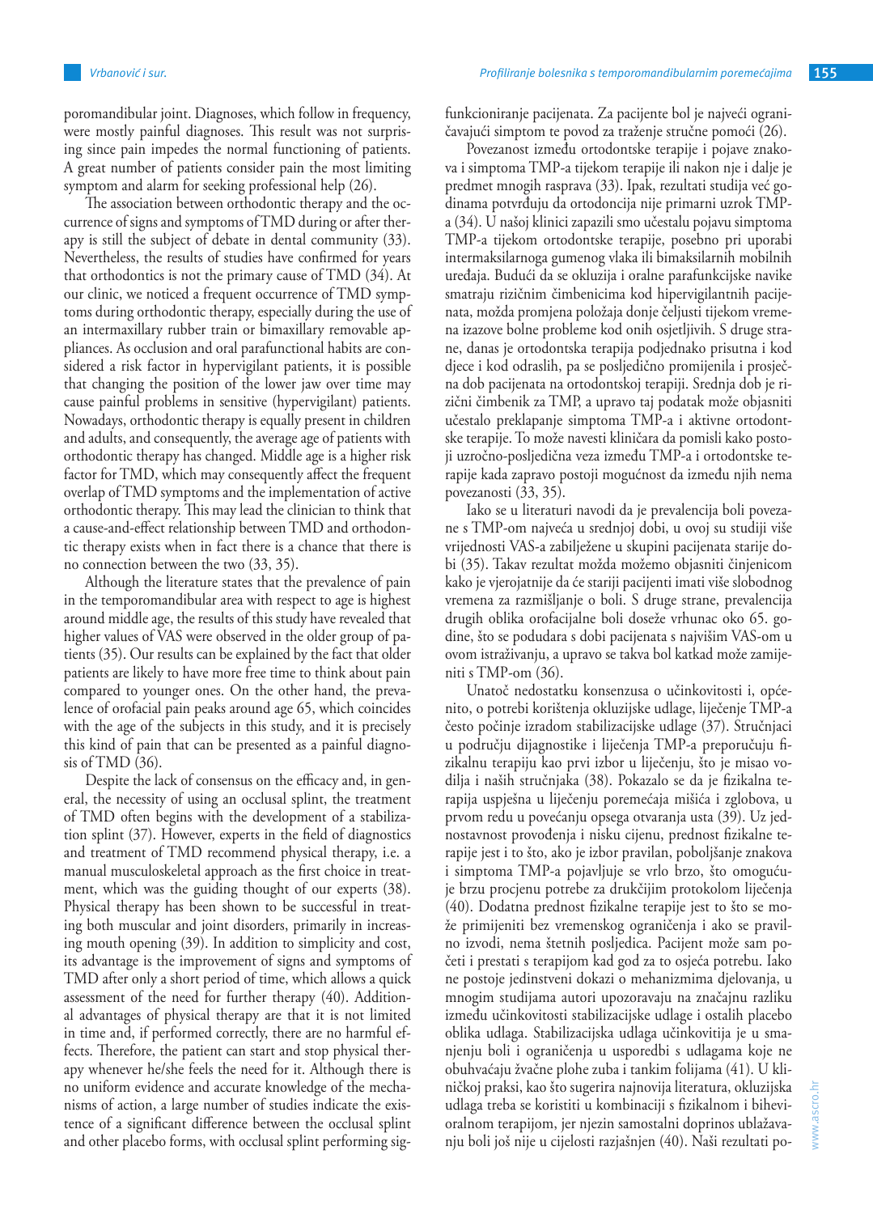poromandibular joint. Diagnoses, which follow in frequency, were mostly painful diagnoses. This result was not surprising since pain impedes the normal functioning of patients. A great number of patients consider pain the most limiting symptom and alarm for seeking professional help (26).

The association between orthodontic therapy and the occurrence of signs and symptoms of TMD during or after therapy is still the subject of debate in dental community (33). Nevertheless, the results of studies have confirmed for years that orthodontics is not the primary cause of TMD (34). At our clinic, we noticed a frequent occurrence of TMD symptoms during orthodontic therapy, especially during the use of an intermaxillary rubber train or bimaxillary removable appliances. As occlusion and oral parafunctional habits are considered a risk factor in hypervigilant patients, it is possible that changing the position of the lower jaw over time may cause painful problems in sensitive (hypervigilant) patients. Nowadays, orthodontic therapy is equally present in children and adults, and consequently, the average age of patients with orthodontic therapy has changed. Middle age is a higher risk factor for TMD, which may consequently affect the frequent overlap of TMD symptoms and the implementation of active orthodontic therapy. This may lead the clinician to think that a cause-and-effect relationship between TMD and orthodontic therapy exists when in fact there is a chance that there is no connection between the two (33, 35).

Although the literature states that the prevalence of pain in the temporomandibular area with respect to age is highest around middle age, the results of this study have revealed that higher values of VAS were observed in the older group of patients (35). Our results can be explained by the fact that older patients are likely to have more free time to think about pain compared to younger ones. On the other hand, the prevalence of orofacial pain peaks around age 65, which coincides with the age of the subjects in this study, and it is precisely this kind of pain that can be presented as a painful diagnosis of TMD (36).

Despite the lack of consensus on the efficacy and, in general, the necessity of using an occlusal splint, the treatment of TMD often begins with the development of a stabilization splint (37). However, experts in the field of diagnostics and treatment of TMD recommend physical therapy, i.e. a manual musculoskeletal approach as the first choice in treatment, which was the guiding thought of our experts (38). Physical therapy has been shown to be successful in treating both muscular and joint disorders, primarily in increasing mouth opening (39). In addition to simplicity and cost, its advantage is the improvement of signs and symptoms of TMD after only a short period of time, which allows a quick assessment of the need for further therapy (40). Additional advantages of physical therapy are that it is not limited in time and, if performed correctly, there are no harmful effects. Therefore, the patient can start and stop physical therapy whenever he/she feels the need for it. Although there is no uniform evidence and accurate knowledge of the mechanisms of action, a large number of studies indicate the existence of a significant difference between the occlusal splint and other placebo forms, with occlusal splint performing sig-

funkcioniranje pacijenata. Za pacijente bol je najveći ograničavajući simptom te povod za traženje stručne pomoći (26).

Povezanost između ortodontske terapije i pojave znakova i simptoma TMP-a tijekom terapije ili nakon nje i dalje je predmet mnogih rasprava (33). Ipak, rezultati studija već godinama potvrđuju da ortodoncija nije primarni uzrok TMP-a (34). U našoj klinici zapazili smo učestalu pojavu simptoma TMP-a tijekom ortodontske terapije, posebno pri uporabi intermaksilarnoga gumenog vlaka ili bimaksilarnih mobilnih uređaja. Budući da se okluzija i oralne parafunkcijske navike smatraju rizičnim čimbenicima kod hipervigilantnih pacijenata, možda promjena položaja donje čeljusti tijekom vremena izazove bolne probleme kod onih osjetljivih. S druge strane, danas je ortodontska terapija podjednako prisutna i kod djece i kod odraslih, pa se posljedično promijenila i prosječna dob pacijenata na ortodontskoj terapiji. Srednja dob je rizični čimbenik za TMP, a upravo taj podatak može objasniti učestalo preklapanje simptoma TMP-a i aktivne ortodontske terapije. To može navesti kliničara da pomisli kako postoji uzročno-posljedična veza između TMP-a i ortodontske terapije kada zapravo postoji mogućnost da između njih nema povezanosti (33, 35).

Iako se u literaturi navodi da je prevalencija boli povezane s TMP-om najveća u srednjoj dobi, u ovoj su studiji više vrijednosti VAS-a zabilježene u skupini pacijenata starije dobi (35). Takav rezultat možda možemo objasniti činjenicom kako je vjerojatnije da će stariji pacijenti imati više slobodnog vremena za razmišljanje o boli. S druge strane, prevalencija drugih oblika orofacijalne boli doseže vrhunac oko 65. godine, što se podudara s dobi pacijenata s najvišim VAS-om u ovom istraživanju, a upravo se takva bol katkad može zamijeniti s TMP-om (36).

Unatoč nedostatku konsenzusa o učinkovitosti i, općenito, o potrebi korištenja okluzijske udlage, liječenje TMP-a često počinje izradom stabilizacijske udlage (37). Stručnjaci u području dijagnostike i liječenja TMP-a preporučuju fizikalnu terapiju kao prvi izbor u liječenju, što je misao vodilja i naših stručnjaka (38). Pokazalo se da je fizikalna terapija uspješna u liječenju poremećaja mišića i zglobova, u prvom redu u povećanju opsega otvaranja usta (39). Uz jednostavnost provođenja i nisku cijenu, prednost fizikalne terapije jest i to što, ako je izbor pravilan, poboljšanje znakova i simptoma TMP-a pojavljuje se vrlo brzo, što omogućuje brzu procjenu potrebe za drukčijim protokolom liječenja (40). Dodatna prednost fizikalne terapije jest to što se može primijeniti bez vremenskog ograničenja i ako se pravilno izvodi, nema štetnih posljedica. Pacijent može sam početi i prestati s terapijom kad god za to osjeća potrebu. Iako ne postoje jedinstveni dokazi o mehanizmima djelovanja, u mnogim studijama autori upozoravaju na značajnu razliku između učinkovitosti stabilizacijske udlage i ostalih placebo oblika udlaga. Stabilizacijska udlaga učinkovitija je u smanjenju boli i ograničenja u usporedbi s udlagama koje ne obuhvaćaju žvačne plohe zuba i tankim folijama (41). U kliničkoj praksi, kao što sugerira najnovija literatura, okluzijska udlaga treba se koristiti u kombinaciji s fizikalnom i bihevioralnom terapijom, jer njezin samostalni doprinos ublažavanju boli još nije u cijelosti razjašnjen (40). Naši rezultati po-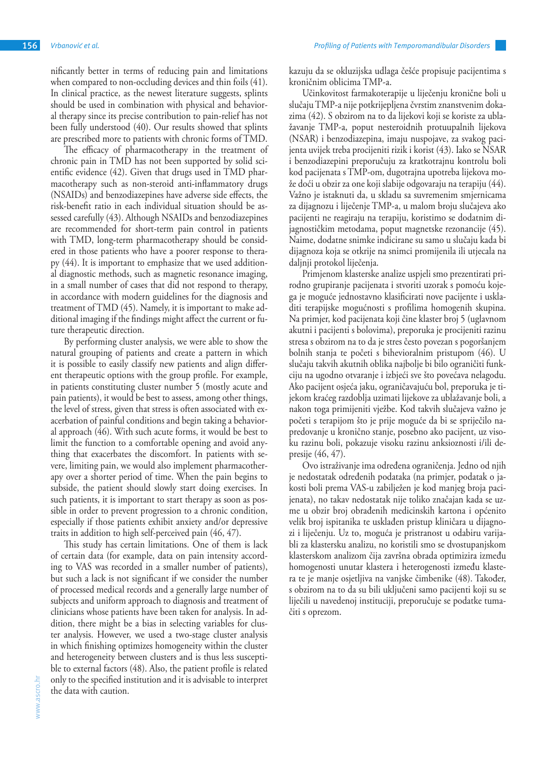nificantly better in terms of reducing pain and limitations when compared to non-occluding devices and thin foils (41). In clinical practice, as the newest literature suggests, splints should be used in combination with physical and behavioral therapy since its precise contribution to pain-relief has not been fully understood (40). Our results showed that splints are prescribed more to patients with chronic forms of TMD.

The efficacy of pharmacotherapy in the treatment of chronic pain in TMD has not been supported by solid scientific evidence (42). Given that drugs used in TMD pharmacotherapy such as non-steroid anti-inflammatory drugs (NSAIDs) and benzodiazepines have adverse side effects, the risk-benefit ratio in each individual situation should be assessed carefully (43). Although NSAIDs and benzodiazepines are recommended for short-term pain control in patients with TMD, long-term pharmacotherapy should be considered in those patients who have a poorer response to therapy (44). It is important to emphasize that we used additional diagnostic methods, such as magnetic resonance imaging, in a small number of cases that did not respond to therapy, in accordance with modern guidelines for the diagnosis and treatment of TMD (45). Namely, it is important to make additional imaging if the findings might affect the current or future therapeutic direction.

By performing cluster analysis, we were able to show the natural grouping of patients and create a pattern in which it is possible to easily classify new patients and align different therapeutic options with the group profile. For example, in patients constituting cluster number 5 (mostly acute and pain patients), it would be best to assess, among other things, the level of stress, given that stress is often associated with exacerbation of painful conditions and begin taking a behavioral approach (46). With such acute forms, it would be best to limit the function to a comfortable opening and avoid anything that exacerbates the discomfort. In patients with severe, limiting pain, we would also implement pharmacotherapy over a shorter period of time. When the pain begins to subside, the patient should slowly start doing exercises. In such patients, it is important to start therapy as soon as possible in order to prevent progression to a chronic condition, especially if those patients exhibit anxiety and/or depressive traits in addition to high self-perceived pain (46, 47).

This study has certain limitations. One of them is lack of certain data (for example, data on pain intensity according to VAS was recorded in a smaller number of patients), but such a lack is not significant if we consider the number of processed medical records and a generally large number of subjects and uniform approach to diagnosis and treatment of clinicians whose patients have been taken for analysis. In addition, there might be a bias in selecting variables for cluster analysis. However, we used a two-stage cluster analysis in which finishing optimizes homogeneity within the cluster and heterogeneity between clusters and is thus less susceptible to external factors (48). Also, the patient profile is related only to the specified institution and it is advisable to interpret the data with caution.

kazuju da se okluzijska udlaga češće propisuje pacijentima s kroničnim oblicima TMP-a.

Učinkovitost farmakoterapije u liječenju kronične boli u slučaju TMP-a nije potkrijepljena čvrstim znanstvenim dokazima (42). S obzirom na to da lijekovi koji se koriste za ublažavanje TMP-a, poput nesteroidnih protuupalnih lijekova (NSAR) i benzodiazepina, imaju nuspojave, za svakog pacijenta uvijek treba procijeniti rizik i korist (43). Iako se NSAR i benzodiazepini preporučuju za kratkotrajnu kontrolu boli kod pacijenata s TMP-om, dugotrajna upotreba lijekova može doći u obzir za one koji slabije odgovaraju na terapiju (44). Važno je istaknuti da, u skladu sa suvremenim smjernicama za dijagnozu i liječenje TMP-a, u malom broju slučajeva ako pacijenti ne reagiraju na terapiju, koristimo se dodatnim dijagnostičkim metodama, poput magnetske rezonancije (45). Naime, dodatne snimke indicirane su samo u slučaju kada bi dijagnoza koja se otkrije na snimci promijenila ili utjecala na daljnji protokol liječenja.

Primjenom klasterske analize uspjeli smo prezentirati prirodno grupiranje pacijenata i stvoriti uzorak s pomoću kojega je moguće jednostavno klasificirati nove pacijente i uskladiti terapijske mogućnosti s profilima homogenih skupina. Na primjer, kod pacijenata koji čine klaster broj 5 (uglavnom akutni i pacijenti s bolovima), preporuka je procijeniti razinu stresa s obzirom na to da je stres često povezan s pogoršanjem bolnih stanja te početi s bihevioralnim pristupom (46). U slučaju takvih akutnih oblika najbolje bi bilo ograničiti funkciju na ugodno otvaranje i izbjeći sve što povećava nelagodu. Ako pacijent osjeća jaku, ograničavajuću bol, preporuka je tijekom kraćeg razdoblja uzimati lijekove za ublažavanje boli, a nakon toga primijeniti vježbe. Kod takvih slučajeva važno je početi s terapijom što je prije moguće da bi se spriječilo napredovanje u kronično stanje, posebno ako pacijent, uz visoku razinu boli, pokazuje visoku razinu anksioznosti i/ili depresije (46, 47).

Ovo istraživanje ima određena ograničenja. Jedno od njih je nedostatak određenih podataka (na primjer, podatak o jakosti boli prema VAS-u zabilježen je kod manjeg broja pacijenata), no takav nedostatak nije toliko značajan kada se uzme u obzir broj obrađenih medicinskih kartona i općenito velik broj ispitanika te usklađen pristup kliničara u dijagnozi i liječenju. Uz to, moguća je pristranost u odabiru varijabli za klastersku analizu, no koristili smo se dvostupanjskom klasterskom analizom čija završna obrada optimizira između homogenosti unutar klastera i heterogenosti između klastera te je manje osjetljiva na vanjske čimbenike (48). Također, s obzirom na to da su bili uključeni samo pacijenti koji su se liječili u navedenoj instituciji, preporučuje se podatke tumačiti s oprezom.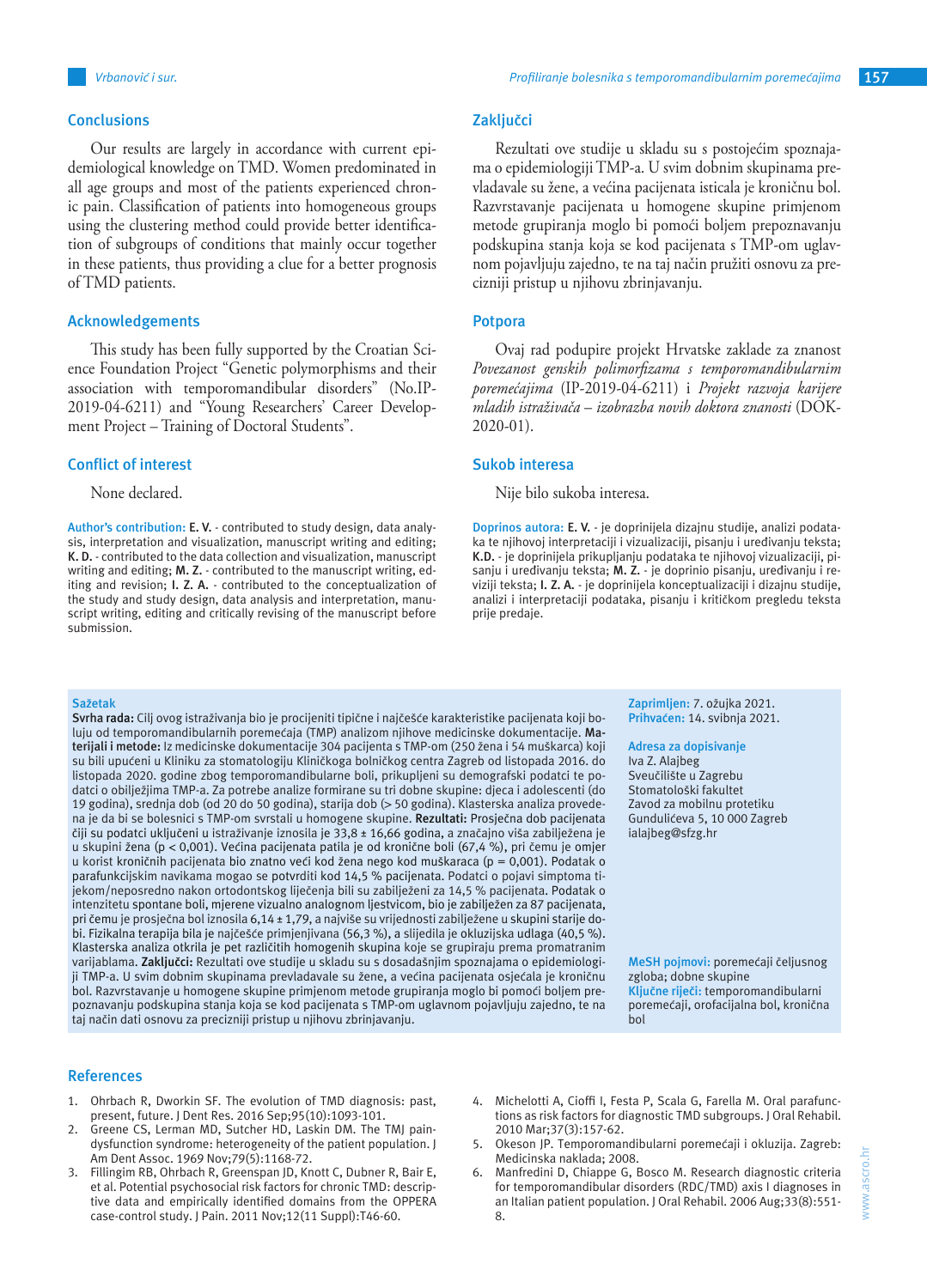## Conclusions

Our results are largely in accordance with current epidemiological knowledge on TMD. Women predominated in all age groups and most of the patients experienced chronic pain. Classification of patients into homogeneous groups using the clustering method could provide better identification of subgroups of conditions that mainly occur together in these patients, thus providing a clue for a better prognosis of TMD patients.

## Acknowledgements

This study has been fully supported by the Croatian Science Foundation Project "Genetic polymorphisms and their association with temporomandibular disorders" (No.IP-2019-04-6211) and "Young Researchers' Career Development Project – Training of Doctoral Students".

## Conflict of interest

None declared.

**Author's contribution: E. V.** - contributed to study design, data analysis, interpretation and visualization, manuscript writing and editing; **K. D.** - contributed to the data collection and visualization, manuscript writing and editing; **M. Z.** - contributed to the manuscript writing, editing and revision; **I. Z. A.** - contributed to the conceptualization of the study and study design, data analysis and interpretation, manuscript writing, editing and critically revising of the manuscript before submission.

## Zaključci

Rezultati ove studije u skladu su s postojećim spoznajama o epidemiologiji TMP-a. U svim dobnim skupinama prevladavale su žene, a većina pacijenata isticala je kroničnu bol. Razvrstavanje pacijenata u homogene skupine primjenom metode grupiranja moglo bi pomoći boljem prepoznavanju podskupina stanja koja se kod pacijenata s TMP-om uglavnom pojavljuju zajedno, te na taj način pružiti osnovu za precizniji pristup u njihovu zbrinjavanju.

## Potpora

Ovaj rad podupire projekt Hrvatske zaklade za znanost *Povezanost genskih polimorfizama s temporomandibularnim poremećajima* (IP-2019-04-6211) i *Projekt razvoja karijere mladih istraživača – izobrazba novih doktora znanosti* (DOK-2020-01).

## Sukob interesa

Nije bilo sukoba interesa.

**Doprinos autora: E. V.** - je doprinijela dizajnu studije, analizi podataka te njihovoj interpretaciji i vizualizaciji, pisanju i uređivanju teksta; **K.D.** - je doprinijela prikupljanju podataka te njihovoj vizualizaciji, pisanju i uređivanju teksta; **M. Z.** - je doprinio pisanju, uređivanju i reviziji teksta; **I. Z. A.** - je doprinijela konceptualizaciji i dizajnu studije, analizi i interpretaciji podataka, pisanju i kritičkom pregledu teksta prije predaje.

**Sažetak**

**Svrha rada:** Cilj ovog istraživanja bio je procijeniti tipične i najčešće karakteristike pacijenata koji boluju od temporomandibularnih poremećaja (TMP) analizom njihove medicinske dokumentacije. **Materijali i metode:** Iz medicinske dokumentacije 304 pacijenta s TMP-om (250 žena i 54 muškarca) koji su bili upućeni u Kliniku za stomatologiju Kliničkoga bolničkog centra Zagreb od listopada 2016. do listopada 2020. godine zbog temporomandibularne boli, prikupljeni su demografski podatci te podatci o obilježjima TMP-a. Za potrebe analize formirane su tri dobne skupine: djeca i adolescenti (do 19 godina), srednja dob (od 20 do 50 godina), starija dob (> 50 godina). Klasterska analiza provedena je da bi se bolesnici s TMP-om svrstali u homogene skupine. **Rezultati:** Prosječna dob pacijenata čiji su podatci uključeni u istraživanje iznosila je 33,8 ± 16,66 godina, a značajno viša zabilježena je u skupini žena (p < 0,001). Većina pacijenata patila je od kronične boli (67,4 %), pri čemu je omjer u korist kroničnih pacijenata bio znatno veći kod žena nego kod muškaraca (p = 0,001). Podatak o parafunkcijskim navikama mogao se potvrditi kod 14,5 % pacijenata. Podatci o pojavi simptoma tijekom/neposredno nakon ortodontskog liječenja bili su zabilježeni za 14,5 % pacijenata. Podatak o intenzitetu spontane boli, mjerene vizualno analognom ljestvicom, bio je zabilježen za 87 pacijenata, pri čemu je prosječna bol iznosila 6,14 ± 1,79, a najviše su vrijednosti zabilježene u skupini starije dobi. Fizikalna terapija bila je najčešće primjenjivana (56,3 %), a slijedila je okluzijska udlaga (40,5 %). Klasterska analiza otkrila je pet različitih homogenih skupina koje se grupiraju prema promatranim varijablama. **Zaključci:** Rezultati ove studije u skladu su s dosadašnjim spoznajama o epidemiologiji TMP-a. U svim dobnim skupinama prevladavale su žene, a većina pacijenata osjećala je kroničnu bol. Razvrstavanje u homogene skupine primjenom metode grupiranja moglo bi pomoći boljem prepoznavanju podskupina stanja koja se kod pacijenata s TMP-om uglavnom pojavljuju zajedno, te na taj način dati osnovu za precizniji pristup u njihovu zbrinjavanju.

**Zaprimljen:** 7. ožujka 2021.
**Prihvaćen:** 14. svibnja 2021.

**Adresa za dopisivanje**
Iva Z. Alajbeg
Sveučilište u Zagrebu
Stomatološki fakultet
Zavod za mobilnu protetiku
Gundulićeva 5, 10 000 Zagreb
ialajbeg@sfzg.hr

**MeSH pojmovi:** poremećaji čeljusnog zgloba; dobne skupine
**Ključne riječi:** temporomandibularni poremećaji, orofacijalna bol, kronična bol

## References

1. Ohrbach R, Dworkin SF. The evolution of TMD diagnosis: past, present, future. J Dent Res. 2016 Sep;95(10):1093-101.
2. Greene CS, Lerman MD, Sutcher HD, Laskin DM. The TMJ pain-dysfunction syndrome: heterogeneity of the patient population. J Am Dent Assoc. 1969 Nov;79(5):1168-72.
3. Fillingim RB, Ohrbach R, Greenspan JD, Knott C, Dubner R, Bair E, et al. Potential psychosocial risk factors for chronic TMD: descriptive data and empirically identified domains from the OPPERA case-control study. J Pain. 2011 Nov;12(11 Suppl):T46-60.
4. Michelotti A, Cioffi I, Festa P, Scala G, Farella M. Oral parafunctions as risk factors for diagnostic TMD subgroups. J Oral Rehabil. 2010 Mar;37(3):157-62.
5. Okeson JP. Temporomandibularni poremećaji i okluzija. Zagreb: Medicinska naklada; 2008.
6. Manfredini D, Chiappe G, Bosco M. Research diagnostic criteria for temporomandibular disorders (RDC/TMD) axis I diagnoses in an Italian patient population. J Oral Rehabil. 2006 Aug;33(8):551-8.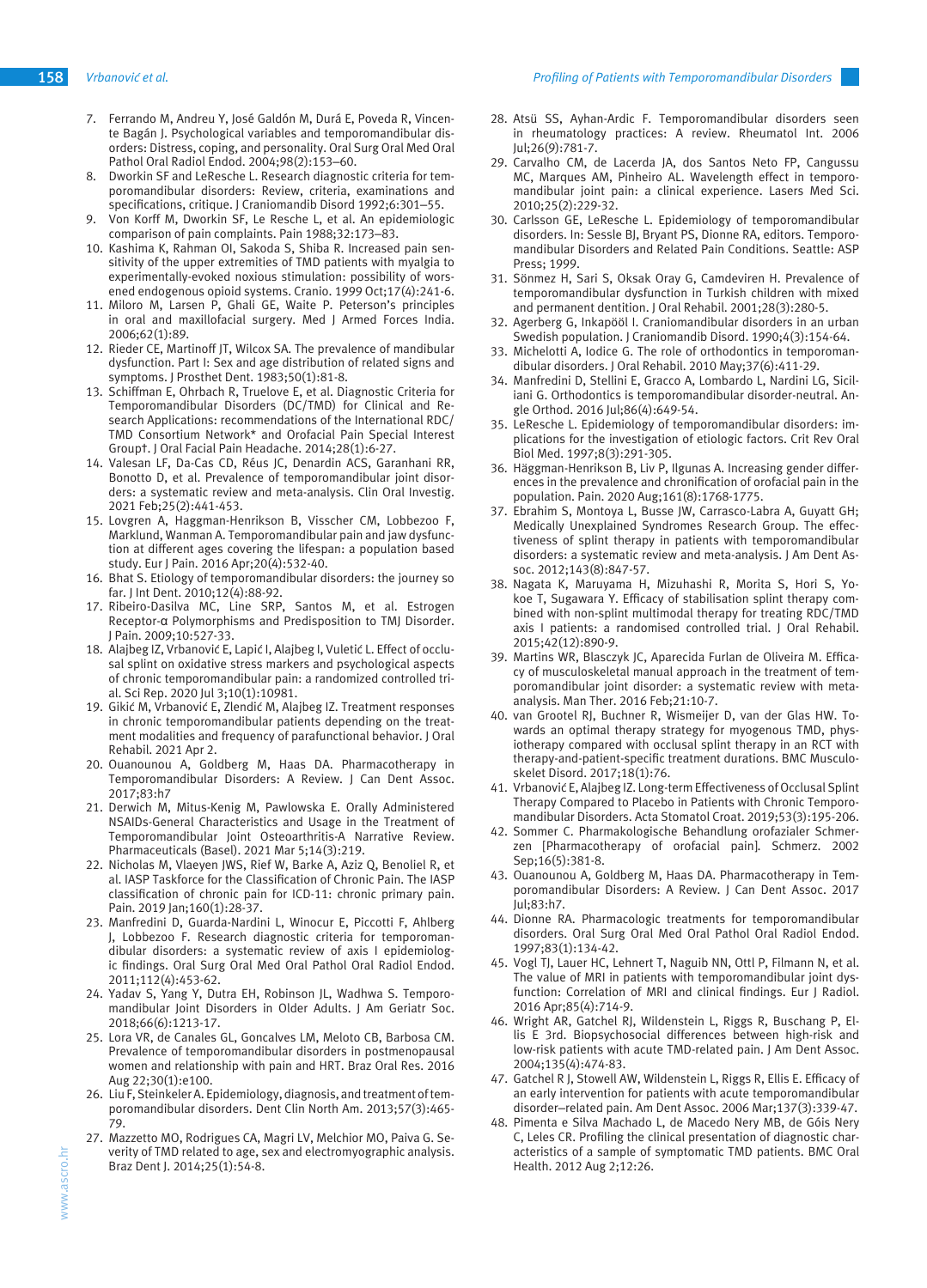7. Ferrando M, Andreu Y, José Galdón M, Durá E, Poveda R, Vincente Bagán J. Psychological variables and temporomandibular disorders: Distress, coping, and personality. Oral Surg Oral Med Oral Pathol Oral Radiol Endod. 2004;98(2):153–60.
8. Dworkin SF and LeResche L. Research diagnostic criteria for temporomandibular disorders: Review, criteria, examinations and specifications, critique. J Craniomandib Disord 1992;6:301–55.
9. Von Korff M, Dworkin SF, Le Resche L, et al. An epidemiologic comparison of pain complaints. Pain 1988;32:173–83.
10. Kashima K, Rahman OI, Sakoda S, Shiba R. Increased pain sensitivity of the upper extremities of TMD patients with myalgia to experimentally-evoked noxious stimulation: possibility of worsened endogenous opioid systems. Cranio. 1999 Oct;17(4):241-6.
11. Miloro M, Larsen P, Ghali GE, Waite P. Peterson's principles in oral and maxillofacial surgery. Med J Armed Forces India. 2006;62(1):89.
12. Rieder CE, Martinoff JT, Wilcox SA. The prevalence of mandibular dysfunction. Part I: Sex and age distribution of related signs and symptoms. J Prosthet Dent. 1983;50(1):81-8.
13. Schiffman E, Ohrbach R, Truelove E, et al. Diagnostic Criteria for Temporomandibular Disorders (DC/TMD) for Clinical and Research Applications: recommendations of the International RDC/TMD Consortium Network* and Orofacial Pain Special Interest Group†. J Oral Facial Pain Headache. 2014;28(1):6-27.
14. Valesan LF, Da-Cas CD, Réus JC, Denardin ACS, Garanhani RR, Bonotto D, et al. Prevalence of temporomandibular joint disorders: a systematic review and meta-analysis. Clin Oral Investig. 2021 Feb;25(2):441-453.
15. Lovgren A, Haggman-Henrikson B, Visscher CM, Lobbezoo F, Marklund, Wanman A. Temporomandibular pain and jaw dysfunction at different ages covering the lifespan: a population based study. Eur J Pain. 2016 Apr;20(4):532-40.
16. Bhat S. Etiology of temporomandibular disorders: the journey so far. J Int Dent. 2010;12(4):88-92.
17. Ribeiro-Dasilva MC, Line SRP, Santos M, et al. Estrogen Receptor-α Polymorphisms and Predisposition to TMJ Disorder. J Pain. 2009;10:527-33.
18. Alajbeg IZ, Vrbanović E, Lapić I, Alajbeg I, Vuletić L. Effect of occlusal splint on oxidative stress markers and psychological aspects of chronic temporomandibular pain: a randomized controlled trial. Sci Rep. 2020 Jul 3;10(1):10981.
19. Gikić M, Vrbanović E, Zlendić M, Alajbeg IZ. Treatment responses in chronic temporomandibular patients depending on the treatment modalities and frequency of parafunctional behavior. J Oral Rehabil. 2021 Apr 2.
20. Ouanounou A, Goldberg M, Haas DA. Pharmacotherapy in Temporomandibular Disorders: A Review. J Can Dent Assoc. 2017;83:h7
21. Derwich M, Mitus-Kenig M, Pawlowska E. Orally Administered NSAIDs-General Characteristics and Usage in the Treatment of Temporomandibular Joint Osteoarthritis-A Narrative Review. Pharmaceuticals (Basel). 2021 Mar 5;14(3):219.
22. Nicholas M, Vlaeyen JWS, Rief W, Barke A, Aziz Q, Benoliel R, et al. IASP Taskforce for the Classification of Chronic Pain. The IASP classification of chronic pain for ICD-11: chronic primary pain. Pain. 2019 Jan;160(1):28-37.
23. Manfredini D, Guarda-Nardini L, Winocur E, Piccotti F, Ahlberg J, Lobbezoo F. Research diagnostic criteria for temporomandibular disorders: a systematic review of axis I epidemiologic findings. Oral Surg Oral Med Oral Pathol Oral Radiol Endod. 2011;112(4):453-62.
24. Yadav S, Yang Y, Dutra EH, Robinson JL, Wadhwa S. Temporomandibular Joint Disorders in Older Adults. J Am Geriatr Soc. 2018;66(6):1213-17.
25. Lora VR, de Canales GL, Goncalves LM, Meloto CB, Barbosa CM. Prevalence of temporomandibular disorders in postmenopausal women and relationship with pain and HRT. Braz Oral Res. 2016 Aug 22;30(1):e100.
26. Liu F, Steinkeler A. Epidemiology, diagnosis, and treatment of temporomandibular disorders. Dent Clin North Am. 2013;57(3):465-79.
27. Mazzetto MO, Rodrigues CA, Magri LV, Melchior MO, Paiva G. Severity of TMD related to age, sex and electromyographic analysis. Braz Dent J. 2014;25(1):54-8.
28. Atsü SS, Ayhan-Ardic F. Temporomandibular disorders seen in rheumatology practices: A review. Rheumatol Int. 2006 Jul;26(9):781-7.
29. Carvalho CM, de Lacerda JA, dos Santos Neto FP, Cangussu MC, Marques AM, Pinheiro AL. Wavelength effect in temporomandibular joint pain: a clinical experience. Lasers Med Sci. 2010;25(2):229-32.
30. Carlsson GE, LeResche L. Epidemiology of temporomandibular disorders. In: Sessle BJ, Bryant PS, Dionne RA, editors. Temporomandibular Disorders and Related Pain Conditions. Seattle: ASP Press; 1999.
31. Sönmez H, Sari S, Oksak Oray G, Camdeviren H. Prevalence of temporomandibular dysfunction in Turkish children with mixed and permanent dentition. J Oral Rehabil. 2001;28(3):280-5.
32. Agerberg G, Inkapööl I. Craniomandibular disorders in an urban Swedish population. J Craniomandib Disord. 1990;4(3):154-64.
33. Michelotti A, Iodice G. The role of orthodontics in temporomandibular disorders. J Oral Rehabil. 2010 May;37(6):411-29.
34. Manfredini D, Stellini E, Gracco A, Lombardo L, Nardini LG, Siciliani G. Orthodontics is temporomandibular disorder-neutral. Angle Orthod. 2016 Jul;86(4):649-54.
35. LeResche L. Epidemiology of temporomandibular disorders: implications for the investigation of etiologic factors. Crit Rev Oral Biol Med. 1997;8(3):291-305.
36. Häggman-Henrikson B, Liv P, Ilgunas A. Increasing gender differences in the prevalence and chronification of orofacial pain in the population. Pain. 2020 Aug;161(8):1768-1775.
37. Ebrahim S, Montoya L, Busse JW, Carrasco-Labra A, Guyatt GH; Medically Unexplained Syndromes Research Group. The effectiveness of splint therapy in patients with temporomandibular disorders: a systematic review and meta-analysis. J Am Dent Assoc. 2012;143(8):847-57.
38. Nagata K, Maruyama H, Mizuhashi R, Morita S, Hori S, Yokoe T, Sugawara Y. Efficacy of stabilisation splint therapy combined with non-splint multimodal therapy for treating RDC/TMD axis I patients: a randomised controlled trial. J Oral Rehabil. 2015;42(12):890-9.
39. Martins WR, Blasczyk JC, Aparecida Furlan de Oliveira M. Efficacy of musculoskeletal manual approach in the treatment of temporomandibular joint disorder: a systematic review with meta-analysis. Man Ther. 2016 Feb;21:10-7.
40. van Grootel RJ, Buchner R, Wismeijer D, van der Glas HW. Towards an optimal therapy strategy for myogenous TMD, physiotherapy compared with occlusal splint therapy in an RCT with therapy-and-patient-specific treatment durations. BMC Musculoskelet Disord. 2017;18(1):76.
41. Vrbanović E, Alajbeg IZ. Long-term Effectiveness of Occlusal Splint Therapy Compared to Placebo in Patients with Chronic Temporomandibular Disorders. Acta Stomatol Croat. 2019;53(3):195-206.
42. Sommer C. Pharmakologische Behandlung orofazialer Schmerzen [Pharmacotherapy of orofacial pain]. Schmerz. 2002 Sep;16(5):381-8.
43. Ouanounou A, Goldberg M, Haas DA. Pharmacotherapy in Temporomandibular Disorders: A Review. J Can Dent Assoc. 2017 Jul;83:h7.
44. Dionne RA. Pharmacologic treatments for temporomandibular disorders. Oral Surg Oral Med Oral Pathol Oral Radiol Endod. 1997;83(1):134-42.
45. Vogl TJ, Lauer HC, Lehnert T, Naguib NN, Ottl P, Filmann N, et al. The value of MRI in patients with temporomandibular joint dysfunction: Correlation of MRI and clinical findings. Eur J Radiol. 2016 Apr;85(4):714-9.
46. Wright AR, Gatchel RJ, Wildenstein L, Riggs R, Buschang P, Ellis E 3rd. Biopsychosocial differences between high-risk and low-risk patients with acute TMD-related pain. J Am Dent Assoc. 2004;135(4):474-83.
47. Gatchel R J, Stowell AW, Wildenstein L, Riggs R, Ellis E. Efficacy of an early intervention for patients with acute temporomandibular disorder–related pain. Am Dent Assoc. 2006 Mar;137(3):339-47.
48. Pimenta e Silva Machado L, de Macedo Nery MB, de Góis Nery C, Leles CR. Profiling the clinical presentation of diagnostic characteristics of a sample of symptomatic TMD patients. BMC Oral Health. 2012 Aug 2;12:26.